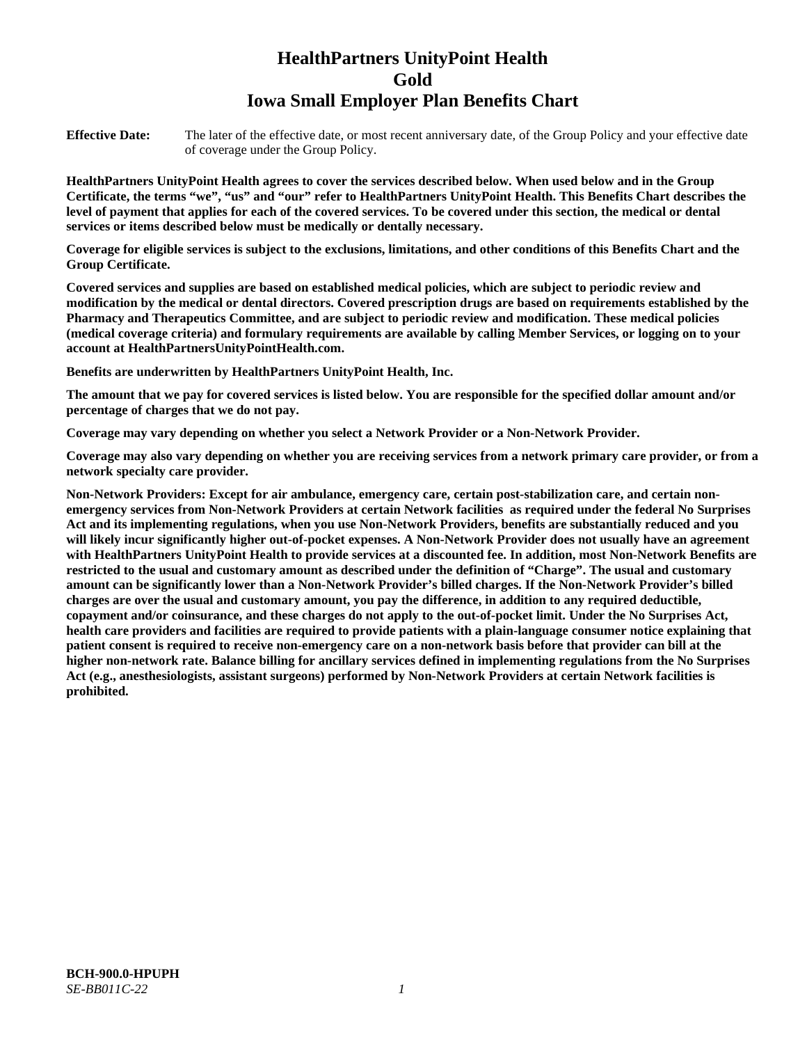# HealthPartners UnityPoint Health
# Gold
# Iowa Small Employer Plan Benefits Chart

**Effective Date:** The later of the effective date, or most recent anniversary date, of the Group Policy and your effective date of coverage under the Group Policy.

**HealthPartners UnityPoint Health agrees to cover the services described below. When used below and in the Group Certificate, the terms "we", "us" and "our" refer to HealthPartners UnityPoint Health. This Benefits Chart describes the level of payment that applies for each of the covered services. To be covered under this section, the medical or dental services or items described below must be medically or dentally necessary.**

**Coverage for eligible services is subject to the exclusions, limitations, and other conditions of this Benefits Chart and the Group Certificate.**

**Covered services and supplies are based on established medical policies, which are subject to periodic review and modification by the medical or dental directors. Covered prescription drugs are based on requirements established by the Pharmacy and Therapeutics Committee, and are subject to periodic review and modification. These medical policies (medical coverage criteria) and formulary requirements are available by calling Member Services, or logging on to your account at HealthPartnersUnityPointHealth.com.**

**Benefits are underwritten by HealthPartners UnityPoint Health, Inc.**

**The amount that we pay for covered services is listed below. You are responsible for the specified dollar amount and/or percentage of charges that we do not pay.**

**Coverage may vary depending on whether you select a Network Provider or a Non-Network Provider.**

**Coverage may also vary depending on whether you are receiving services from a network primary care provider, or from a network specialty care provider.**

**Non-Network Providers: Except for air ambulance, emergency care, certain post-stabilization care, and certain non-emergency services from Non-Network Providers at certain Network facilities as required under the federal No Surprises Act and its implementing regulations, when you use Non-Network Providers, benefits are substantially reduced and you will likely incur significantly higher out-of-pocket expenses. A Non-Network Provider does not usually have an agreement with HealthPartners UnityPoint Health to provide services at a discounted fee. In addition, most Non-Network Benefits are restricted to the usual and customary amount as described under the definition of "Charge". The usual and customary amount can be significantly lower than a Non-Network Provider's billed charges. If the Non-Network Provider's billed charges are over the usual and customary amount, you pay the difference, in addition to any required deductible, copayment and/or coinsurance, and these charges do not apply to the out-of-pocket limit. Under the No Surprises Act, health care providers and facilities are required to provide patients with a plain-language consumer notice explaining that patient consent is required to receive non-emergency care on a non-network basis before that provider can bill at the higher non-network rate. Balance billing for ancillary services defined in implementing regulations from the No Surprises Act (e.g., anesthesiologists, assistant surgeons) performed by Non-Network Providers at certain Network facilities is prohibited.**

**BCH-900.0-HPUPH**
*SE-BB011C-22*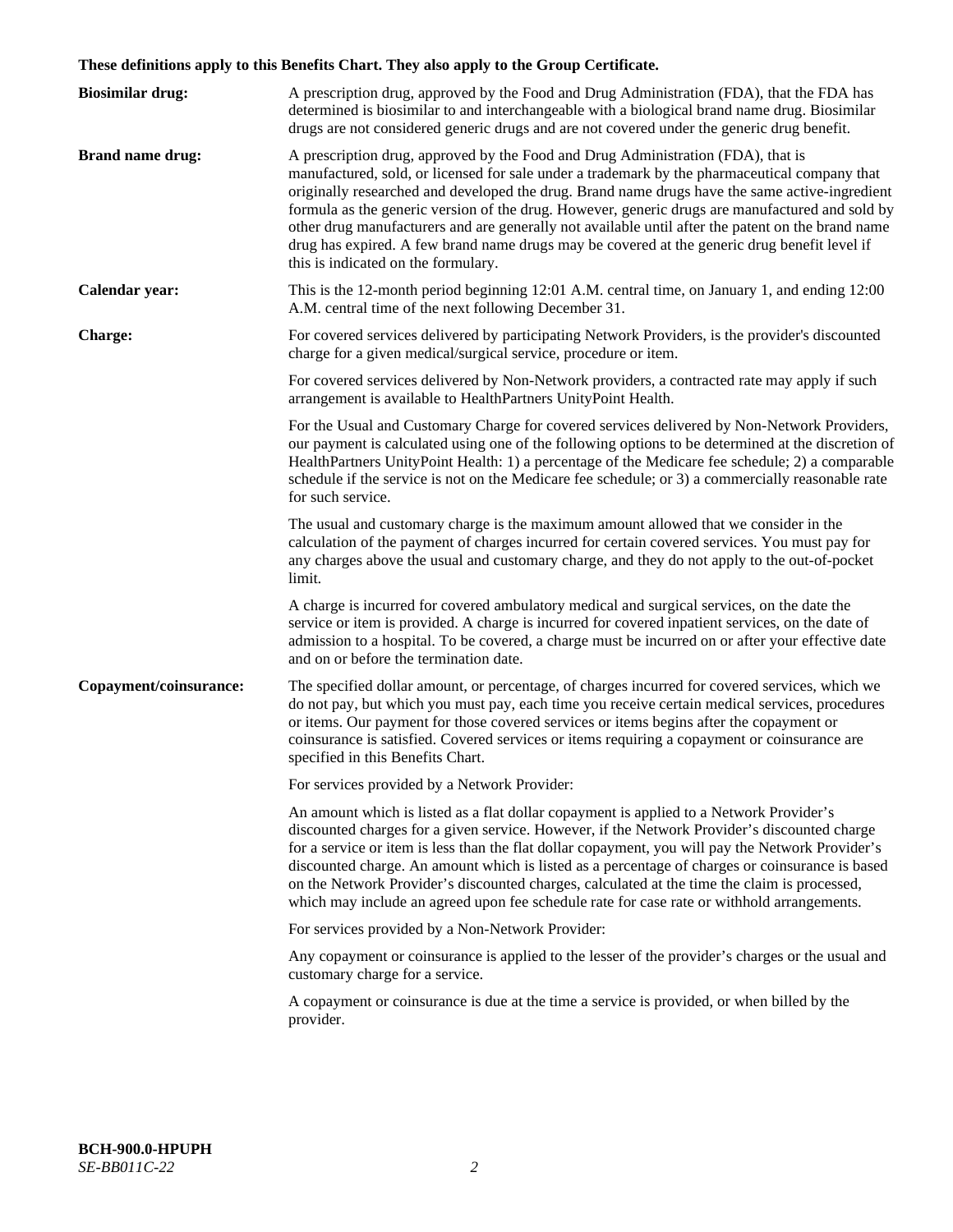**These definitions apply to this Benefits Chart. They also apply to the Group Certificate.**

**Biosimilar drug:** A prescription drug, approved by the Food and Drug Administration (FDA), that the FDA has determined is biosimilar to and interchangeable with a biological brand name drug. Biosimilar drugs are not considered generic drugs and are not covered under the generic drug benefit.

**Brand name drug:** A prescription drug, approved by the Food and Drug Administration (FDA), that is manufactured, sold, or licensed for sale under a trademark by the pharmaceutical company that originally researched and developed the drug. Brand name drugs have the same active-ingredient formula as the generic version of the drug. However, generic drugs are manufactured and sold by other drug manufacturers and are generally not available until after the patent on the brand name drug has expired. A few brand name drugs may be covered at the generic drug benefit level if this is indicated on the formulary.

**Calendar year:** This is the 12-month period beginning 12:01 A.M. central time, on January 1, and ending 12:00 A.M. central time of the next following December 31.

**Charge:** For covered services delivered by participating Network Providers, is the provider's discounted charge for a given medical/surgical service, procedure or item.

For covered services delivered by Non-Network providers, a contracted rate may apply if such arrangement is available to HealthPartners UnityPoint Health.

For the Usual and Customary Charge for covered services delivered by Non-Network Providers, our payment is calculated using one of the following options to be determined at the discretion of HealthPartners UnityPoint Health: 1) a percentage of the Medicare fee schedule; 2) a comparable schedule if the service is not on the Medicare fee schedule; or 3) a commercially reasonable rate for such service.

The usual and customary charge is the maximum amount allowed that we consider in the calculation of the payment of charges incurred for certain covered services. You must pay for any charges above the usual and customary charge, and they do not apply to the out-of-pocket limit.

A charge is incurred for covered ambulatory medical and surgical services, on the date the service or item is provided. A charge is incurred for covered inpatient services, on the date of admission to a hospital. To be covered, a charge must be incurred on or after your effective date and on or before the termination date.

**Copayment/coinsurance:** The specified dollar amount, or percentage, of charges incurred for covered services, which we do not pay, but which you must pay, each time you receive certain medical services, procedures or items. Our payment for those covered services or items begins after the copayment or coinsurance is satisfied. Covered services or items requiring a copayment or coinsurance are specified in this Benefits Chart.

For services provided by a Network Provider:

An amount which is listed as a flat dollar copayment is applied to a Network Provider's discounted charges for a given service. However, if the Network Provider's discounted charge for a service or item is less than the flat dollar copayment, you will pay the Network Provider's discounted charge. An amount which is listed as a percentage of charges or coinsurance is based on the Network Provider's discounted charges, calculated at the time the claim is processed, which may include an agreed upon fee schedule rate for case rate or withhold arrangements.

For services provided by a Non-Network Provider:

Any copayment or coinsurance is applied to the lesser of the provider's charges or the usual and customary charge for a service.

A copayment or coinsurance is due at the time a service is provided, or when billed by the provider.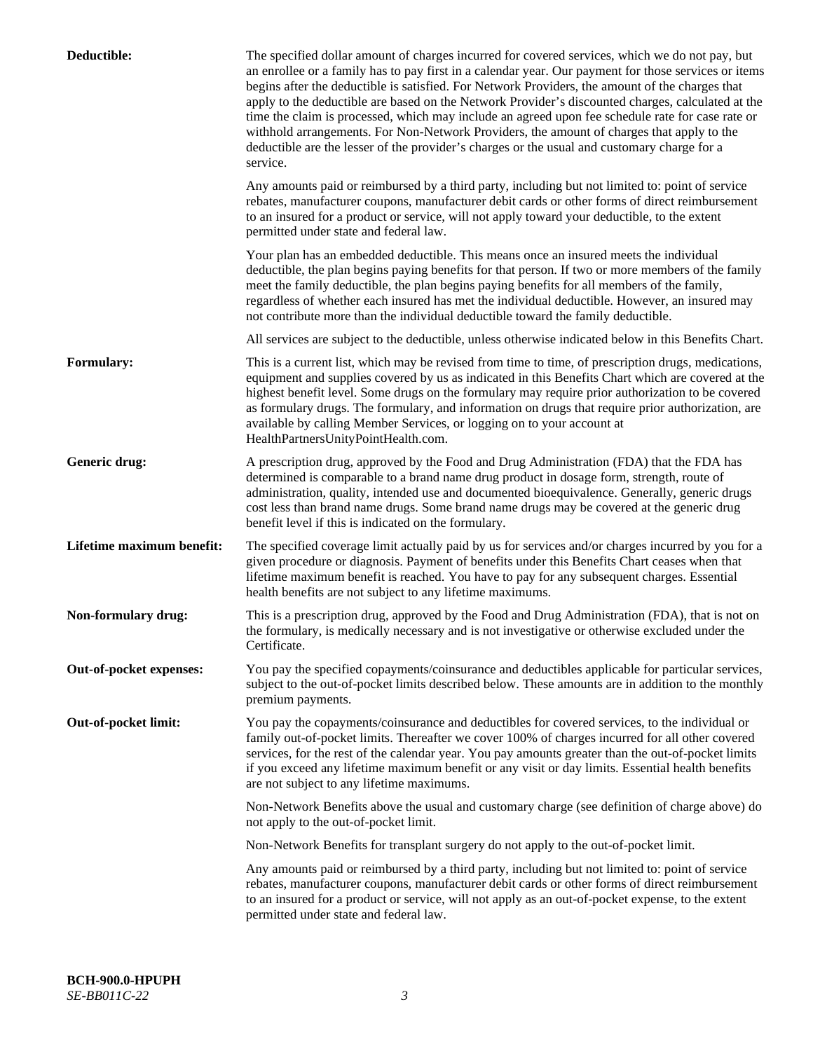**Deductible:** The specified dollar amount of charges incurred for covered services, which we do not pay, but an enrollee or a family has to pay first in a calendar year. Our payment for those services or items begins after the deductible is satisfied. For Network Providers, the amount of the charges that apply to the deductible are based on the Network Provider's discounted charges, calculated at the time the claim is processed, which may include an agreed upon fee schedule rate for case rate or withhold arrangements. For Non-Network Providers, the amount of charges that apply to the deductible are the lesser of the provider's charges or the usual and customary charge for a service.

Any amounts paid or reimbursed by a third party, including but not limited to: point of service rebates, manufacturer coupons, manufacturer debit cards or other forms of direct reimbursement to an insured for a product or service, will not apply toward your deductible, to the extent permitted under state and federal law.

Your plan has an embedded deductible. This means once an insured meets the individual deductible, the plan begins paying benefits for that person. If two or more members of the family meet the family deductible, the plan begins paying benefits for all members of the family, regardless of whether each insured has met the individual deductible. However, an insured may not contribute more than the individual deductible toward the family deductible.

All services are subject to the deductible, unless otherwise indicated below in this Benefits Chart.

**Formulary:** This is a current list, which may be revised from time to time, of prescription drugs, medications, equipment and supplies covered by us as indicated in this Benefits Chart which are covered at the highest benefit level. Some drugs on the formulary may require prior authorization to be covered as formulary drugs. The formulary, and information on drugs that require prior authorization, are available by calling Member Services, or logging on to your account at HealthPartnersUnityPointHealth.com.

**Generic drug:** A prescription drug, approved by the Food and Drug Administration (FDA) that the FDA has determined is comparable to a brand name drug product in dosage form, strength, route of administration, quality, intended use and documented bioequivalence. Generally, generic drugs cost less than brand name drugs. Some brand name drugs may be covered at the generic drug benefit level if this is indicated on the formulary.

**Lifetime maximum benefit:** The specified coverage limit actually paid by us for services and/or charges incurred by you for a given procedure or diagnosis. Payment of benefits under this Benefits Chart ceases when that lifetime maximum benefit is reached. You have to pay for any subsequent charges. Essential health benefits are not subject to any lifetime maximums.

**Non-formulary drug:** This is a prescription drug, approved by the Food and Drug Administration (FDA), that is not on the formulary, is medically necessary and is not investigative or otherwise excluded under the Certificate.

**Out-of-pocket expenses:** You pay the specified copayments/coinsurance and deductibles applicable for particular services, subject to the out-of-pocket limits described below. These amounts are in addition to the monthly premium payments.

**Out-of-pocket limit:** You pay the copayments/coinsurance and deductibles for covered services, to the individual or family out-of-pocket limits. Thereafter we cover 100% of charges incurred for all other covered services, for the rest of the calendar year. You pay amounts greater than the out-of-pocket limits if you exceed any lifetime maximum benefit or any visit or day limits. Essential health benefits are not subject to any lifetime maximums.

Non-Network Benefits above the usual and customary charge (see definition of charge above) do not apply to the out-of-pocket limit.

Non-Network Benefits for transplant surgery do not apply to the out-of-pocket limit.

Any amounts paid or reimbursed by a third party, including but not limited to: point of service rebates, manufacturer coupons, manufacturer debit cards or other forms of direct reimbursement to an insured for a product or service, will not apply as an out-of-pocket expense, to the extent permitted under state and federal law.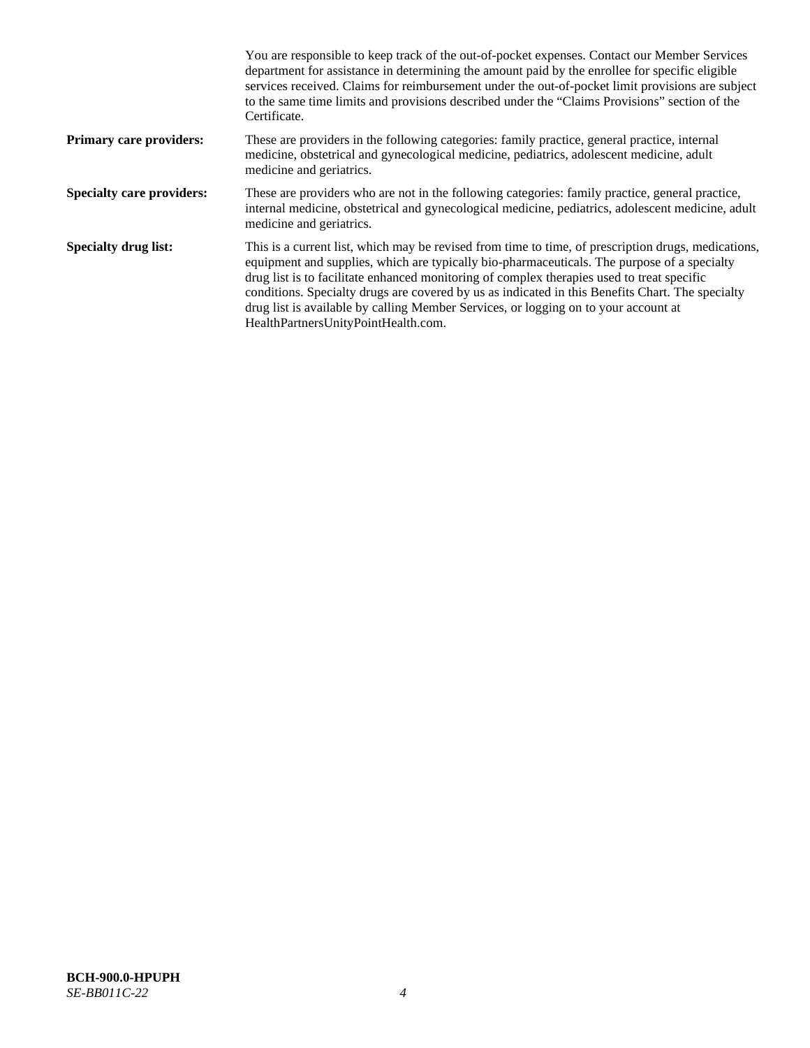You are responsible to keep track of the out-of-pocket expenses. Contact our Member Services department for assistance in determining the amount paid by the enrollee for specific eligible services received. Claims for reimbursement under the out-of-pocket limit provisions are subject to the same time limits and provisions described under the "Claims Provisions" section of the Certificate.

**Primary care providers:** These are providers in the following categories: family practice, general practice, internal medicine, obstetrical and gynecological medicine, pediatrics, adolescent medicine, adult medicine and geriatrics.

**Specialty care providers:** These are providers who are not in the following categories: family practice, general practice, internal medicine, obstetrical and gynecological medicine, pediatrics, adolescent medicine, adult medicine and geriatrics.

**Specialty drug list:** This is a current list, which may be revised from time to time, of prescription drugs, medications, equipment and supplies, which are typically bio-pharmaceuticals. The purpose of a specialty drug list is to facilitate enhanced monitoring of complex therapies used to treat specific conditions. Specialty drugs are covered by us as indicated in this Benefits Chart. The specialty drug list is available by calling Member Services, or logging on to your account at HealthPartnersUnityPointHealth.com.

**BCH-900.0-HPUPH**
*SE-BB011C-22*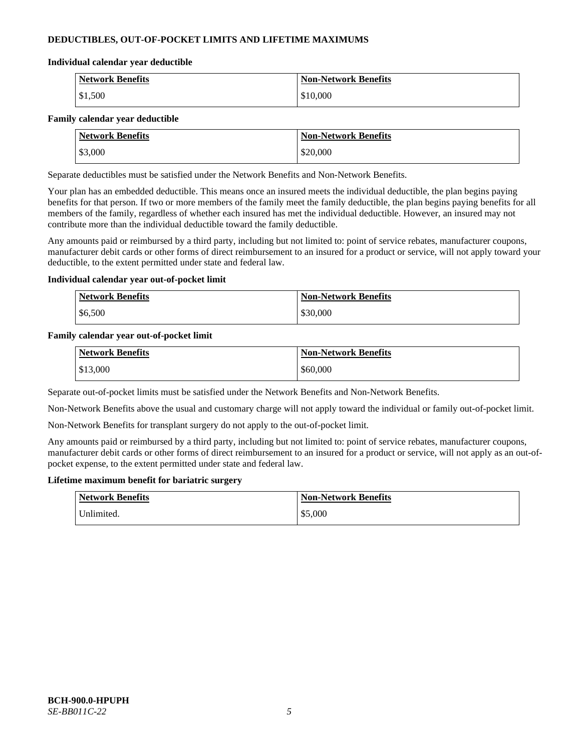## DEDUCTIBLES, OUT-OF-POCKET LIMITS AND LIFETIME MAXIMUMS

### Individual calendar year deductible

| Network Benefits | Non-Network Benefits |
| --- | --- |
| $1,500 | $10,000 |

### Family calendar year deductible

| Network Benefits | Non-Network Benefits |
| --- | --- |
| $3,000 | $20,000 |

Separate deductibles must be satisfied under the Network Benefits and Non-Network Benefits.

Your plan has an embedded deductible. This means once an insured meets the individual deductible, the plan begins paying benefits for that person. If two or more members of the family meet the family deductible, the plan begins paying benefits for all members of the family, regardless of whether each insured has met the individual deductible. However, an insured may not contribute more than the individual deductible toward the family deductible.

Any amounts paid or reimbursed by a third party, including but not limited to: point of service rebates, manufacturer coupons, manufacturer debit cards or other forms of direct reimbursement to an insured for a product or service, will not apply toward your deductible, to the extent permitted under state and federal law.

### Individual calendar year out-of-pocket limit

| Network Benefits | Non-Network Benefits |
| --- | --- |
| $6,500 | $30,000 |

### Family calendar year out-of-pocket limit

| Network Benefits | Non-Network Benefits |
| --- | --- |
| $13,000 | $60,000 |

Separate out-of-pocket limits must be satisfied under the Network Benefits and Non-Network Benefits.

Non-Network Benefits above the usual and customary charge will not apply toward the individual or family out-of-pocket limit.

Non-Network Benefits for transplant surgery do not apply to the out-of-pocket limit.

Any amounts paid or reimbursed by a third party, including but not limited to: point of service rebates, manufacturer coupons, manufacturer debit cards or other forms of direct reimbursement to an insured for a product or service, will not apply as an out-of-pocket expense, to the extent permitted under state and federal law.

### Lifetime maximum benefit for bariatric surgery

| Network Benefits | Non-Network Benefits |
| --- | --- |
| Unlimited. | $5,000 |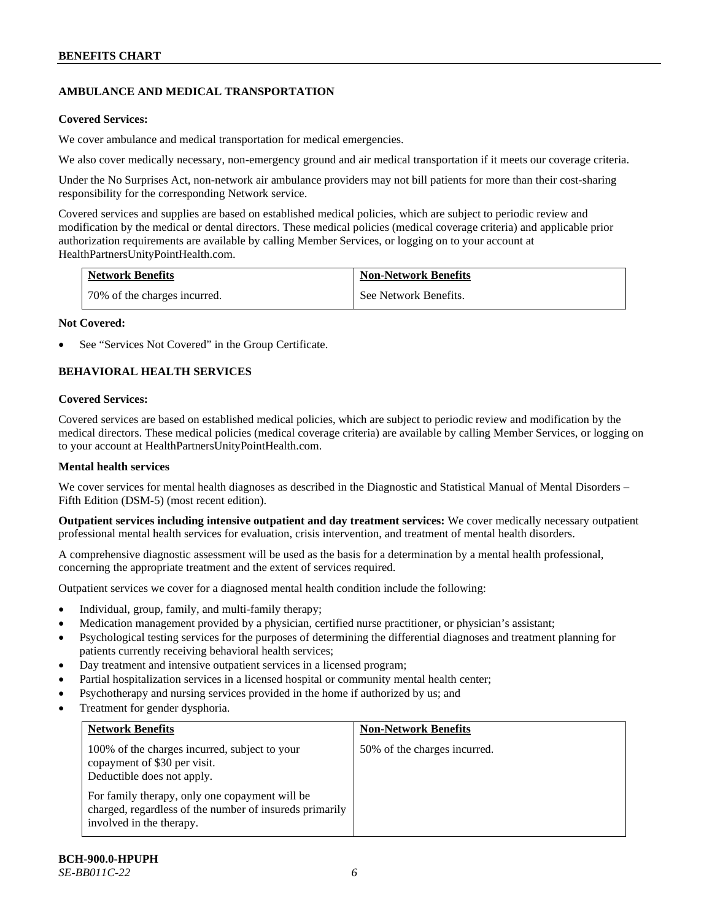## AMBULANCE AND MEDICAL TRANSPORTATION

**Covered Services:**

We cover ambulance and medical transportation for medical emergencies.

We also cover medically necessary, non-emergency ground and air medical transportation if it meets our coverage criteria.

Under the No Surprises Act, non-network air ambulance providers may not bill patients for more than their cost-sharing responsibility for the corresponding Network service.

Covered services and supplies are based on established medical policies, which are subject to periodic review and modification by the medical or dental directors. These medical policies (medical coverage criteria) and applicable prior authorization requirements are available by calling Member Services, or logging on to your account at HealthPartnersUnityPointHealth.com.

| Network Benefits | Non-Network Benefits |
|---|---|
| 70% of the charges incurred. | See Network Benefits. |

**Not Covered:**

- See "Services Not Covered" in the Group Certificate.

## BEHAVIORAL HEALTH SERVICES

**Covered Services:**

Covered services are based on established medical policies, which are subject to periodic review and modification by the medical directors. These medical policies (medical coverage criteria) are available by calling Member Services, or logging on to your account at HealthPartnersUnityPointHealth.com.

**Mental health services**

We cover services for mental health diagnoses as described in the Diagnostic and Statistical Manual of Mental Disorders – Fifth Edition (DSM-5) (most recent edition).

**Outpatient services including intensive outpatient and day treatment services:** We cover medically necessary outpatient professional mental health services for evaluation, crisis intervention, and treatment of mental health disorders.

A comprehensive diagnostic assessment will be used as the basis for a determination by a mental health professional, concerning the appropriate treatment and the extent of services required.

Outpatient services we cover for a diagnosed mental health condition include the following:

- Individual, group, family, and multi-family therapy;
- Medication management provided by a physician, certified nurse practitioner, or physician's assistant;
- Psychological testing services for the purposes of determining the differential diagnoses and treatment planning for patients currently receiving behavioral health services;
- Day treatment and intensive outpatient services in a licensed program;
- Partial hospitalization services in a licensed hospital or community mental health center;
- Psychotherapy and nursing services provided in the home if authorized by us; and
- Treatment for gender dysphoria.

| Network Benefits | Non-Network Benefits |
|---|---|
| 100% of the charges incurred, subject to your copayment of $30 per visit. Deductible does not apply.<br><br>For family therapy, only one copayment will be charged, regardless of the number of insureds primarily involved in the therapy. | 50% of the charges incurred. |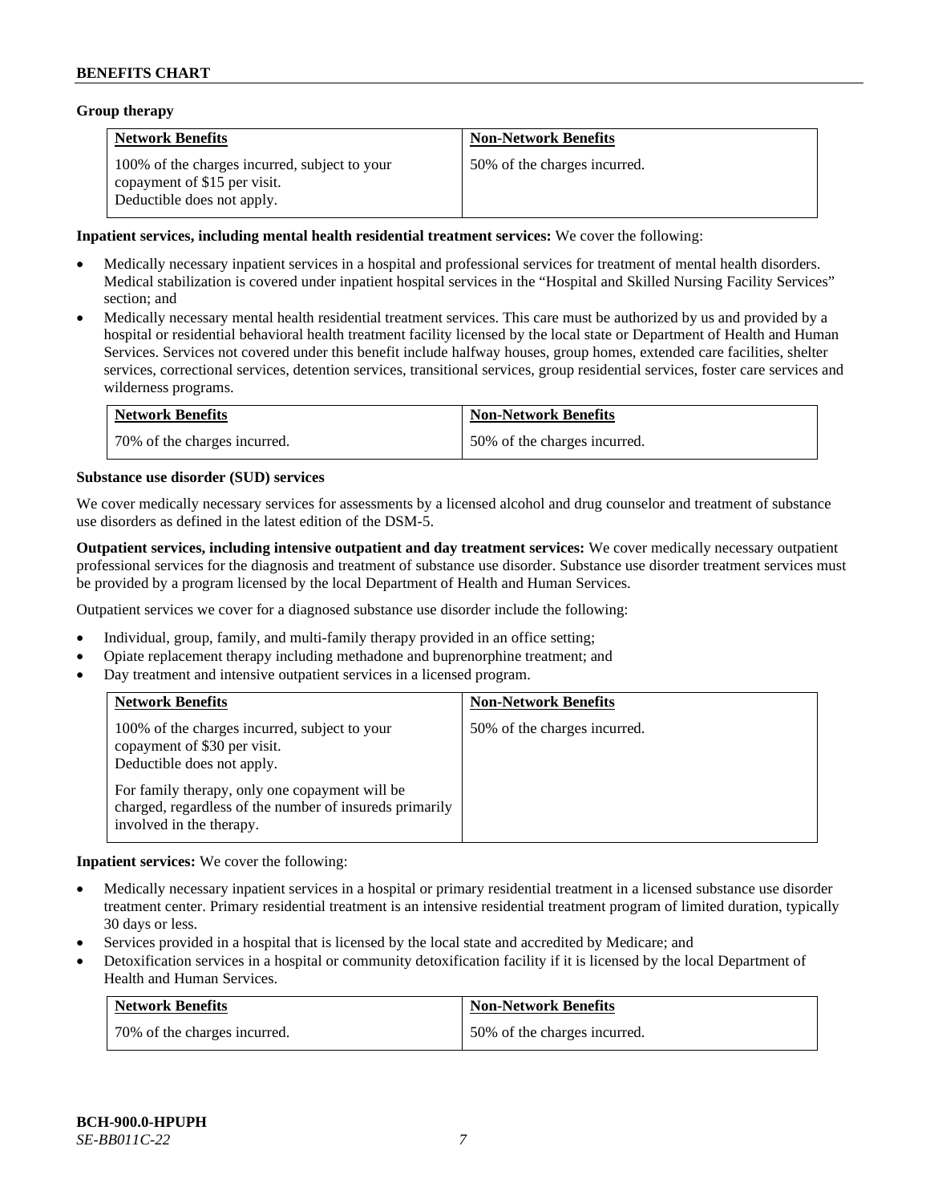**Group therapy**

| Network Benefits | Non-Network Benefits |
|---|---|
| 100% of the charges incurred, subject to your copayment of $15 per visit. Deductible does not apply. | 50% of the charges incurred. |

**Inpatient services, including mental health residential treatment services:** We cover the following:

- Medically necessary inpatient services in a hospital and professional services for treatment of mental health disorders. Medical stabilization is covered under inpatient hospital services in the "Hospital and Skilled Nursing Facility Services" section; and
- Medically necessary mental health residential treatment services. This care must be authorized by us and provided by a hospital or residential behavioral health treatment facility licensed by the local state or Department of Health and Human Services. Services not covered under this benefit include halfway houses, group homes, extended care facilities, shelter services, correctional services, detention services, transitional services, group residential services, foster care services and wilderness programs.

| Network Benefits | Non-Network Benefits |
|---|---|
| 70% of the charges incurred. | 50% of the charges incurred. |

**Substance use disorder (SUD) services**

We cover medically necessary services for assessments by a licensed alcohol and drug counselor and treatment of substance use disorders as defined in the latest edition of the DSM-5.

**Outpatient services, including intensive outpatient and day treatment services:** We cover medically necessary outpatient professional services for the diagnosis and treatment of substance use disorder. Substance use disorder treatment services must be provided by a program licensed by the local Department of Health and Human Services.

Outpatient services we cover for a diagnosed substance use disorder include the following:

- Individual, group, family, and multi-family therapy provided in an office setting;
- Opiate replacement therapy including methadone and buprenorphine treatment; and
- Day treatment and intensive outpatient services in a licensed program.

| Network Benefits | Non-Network Benefits |
|---|---|
| 100% of the charges incurred, subject to your copayment of $30 per visit. Deductible does not apply.<br><br>For family therapy, only one copayment will be charged, regardless of the number of insureds primarily involved in the therapy. | 50% of the charges incurred. |

**Inpatient services:** We cover the following:

- Medically necessary inpatient services in a hospital or primary residential treatment in a licensed substance use disorder treatment center. Primary residential treatment is an intensive residential treatment program of limited duration, typically 30 days or less.
- Services provided in a hospital that is licensed by the local state and accredited by Medicare; and
- Detoxification services in a hospital or community detoxification facility if it is licensed by the local Department of Health and Human Services.

| Network Benefits | Non-Network Benefits |
|---|---|
| 70% of the charges incurred. | 50% of the charges incurred. |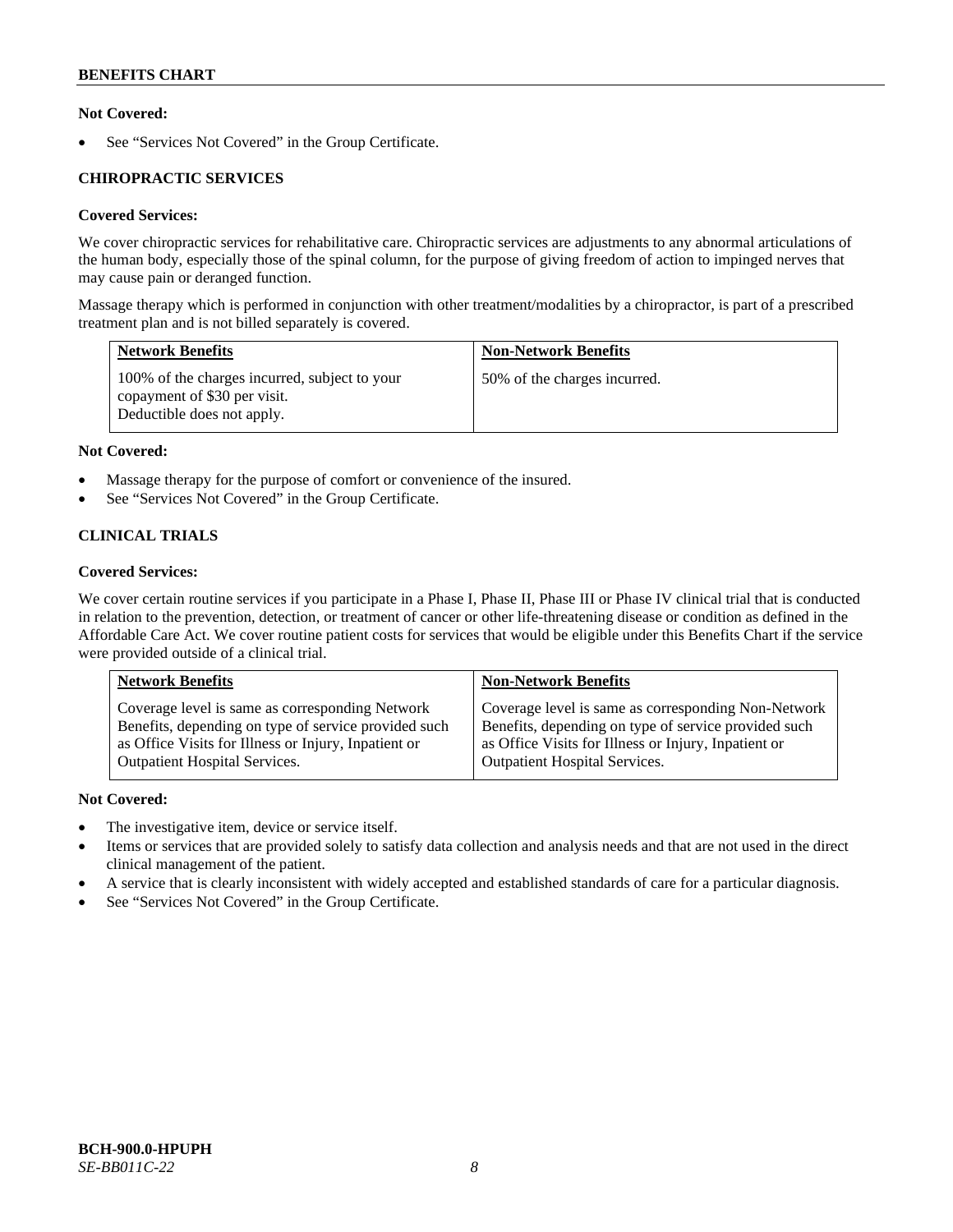**Not Covered:**

- See "Services Not Covered" in the Group Certificate.

## CHIROPRACTIC SERVICES

**Covered Services:**

We cover chiropractic services for rehabilitative care. Chiropractic services are adjustments to any abnormal articulations of the human body, especially those of the spinal column, for the purpose of giving freedom of action to impinged nerves that may cause pain or deranged function.

Massage therapy which is performed in conjunction with other treatment/modalities by a chiropractor, is part of a prescribed treatment plan and is not billed separately is covered.

| Network Benefits | Non-Network Benefits |
| --- | --- |
| 100% of the charges incurred, subject to your copayment of $30 per visit. Deductible does not apply. | 50% of the charges incurred. |

**Not Covered:**

- Massage therapy for the purpose of comfort or convenience of the insured.
- See "Services Not Covered" in the Group Certificate.

## CLINICAL TRIALS

**Covered Services:**

We cover certain routine services if you participate in a Phase I, Phase II, Phase III or Phase IV clinical trial that is conducted in relation to the prevention, detection, or treatment of cancer or other life-threatening disease or condition as defined in the Affordable Care Act. We cover routine patient costs for services that would be eligible under this Benefits Chart if the service were provided outside of a clinical trial.

| Network Benefits | Non-Network Benefits |
| --- | --- |
| Coverage level is same as corresponding Network Benefits, depending on type of service provided such as Office Visits for Illness or Injury, Inpatient or Outpatient Hospital Services. | Coverage level is same as corresponding Non-Network Benefits, depending on type of service provided such as Office Visits for Illness or Injury, Inpatient or Outpatient Hospital Services. |

**Not Covered:**

- The investigative item, device or service itself.
- Items or services that are provided solely to satisfy data collection and analysis needs and that are not used in the direct clinical management of the patient.
- A service that is clearly inconsistent with widely accepted and established standards of care for a particular diagnosis.
- See "Services Not Covered" in the Group Certificate.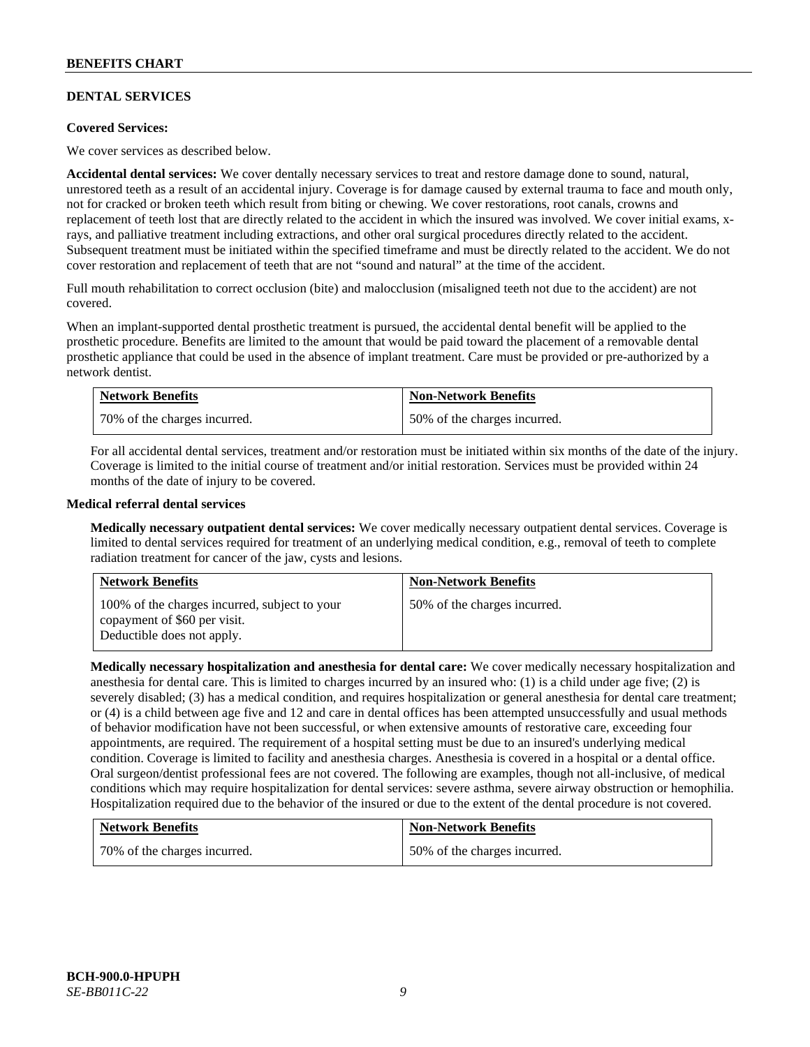## DENTAL SERVICES

**Covered Services:**

We cover services as described below.

**Accidental dental services:** We cover dentally necessary services to treat and restore damage done to sound, natural, unrestored teeth as a result of an accidental injury. Coverage is for damage caused by external trauma to face and mouth only, not for cracked or broken teeth which result from biting or chewing. We cover restorations, root canals, crowns and replacement of teeth lost that are directly related to the accident in which the insured was involved. We cover initial exams, x-rays, and palliative treatment including extractions, and other oral surgical procedures directly related to the accident. Subsequent treatment must be initiated within the specified timeframe and must be directly related to the accident. We do not cover restoration and replacement of teeth that are not "sound and natural" at the time of the accident.

Full mouth rehabilitation to correct occlusion (bite) and malocclusion (misaligned teeth not due to the accident) are not covered.

When an implant-supported dental prosthetic treatment is pursued, the accidental dental benefit will be applied to the prosthetic procedure. Benefits are limited to the amount that would be paid toward the placement of a removable dental prosthetic appliance that could be used in the absence of implant treatment. Care must be provided or pre-authorized by a network dentist.

| Network Benefits | Non-Network Benefits |
|---|---|
| 70% of the charges incurred. | 50% of the charges incurred. |

For all accidental dental services, treatment and/or restoration must be initiated within six months of the date of the injury. Coverage is limited to the initial course of treatment and/or initial restoration. Services must be provided within 24 months of the date of injury to be covered.

**Medical referral dental services**

**Medically necessary outpatient dental services:** We cover medically necessary outpatient dental services. Coverage is limited to dental services required for treatment of an underlying medical condition, e.g., removal of teeth to complete radiation treatment for cancer of the jaw, cysts and lesions.

| Network Benefits | Non-Network Benefits |
|---|---|
| 100% of the charges incurred, subject to your copayment of $60 per visit. Deductible does not apply. | 50% of the charges incurred. |

**Medically necessary hospitalization and anesthesia for dental care:** We cover medically necessary hospitalization and anesthesia for dental care. This is limited to charges incurred by an insured who: (1) is a child under age five; (2) is severely disabled; (3) has a medical condition, and requires hospitalization or general anesthesia for dental care treatment; or (4) is a child between age five and 12 and care in dental offices has been attempted unsuccessfully and usual methods of behavior modification have not been successful, or when extensive amounts of restorative care, exceeding four appointments, are required. The requirement of a hospital setting must be due to an insured's underlying medical condition. Coverage is limited to facility and anesthesia charges. Anesthesia is covered in a hospital or a dental office. Oral surgeon/dentist professional fees are not covered. The following are examples, though not all-inclusive, of medical conditions which may require hospitalization for dental services: severe asthma, severe airway obstruction or hemophilia. Hospitalization required due to the behavior of the insured or due to the extent of the dental procedure is not covered.

| Network Benefits | Non-Network Benefits |
|---|---|
| 70% of the charges incurred. | 50% of the charges incurred. |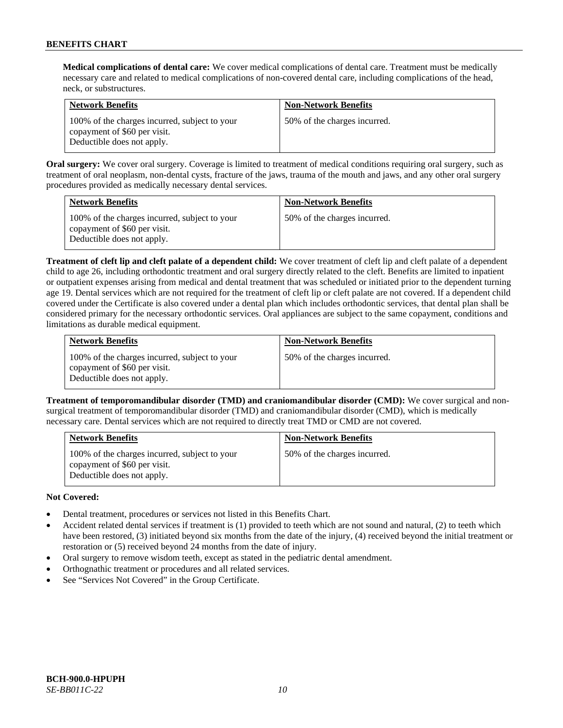**Medical complications of dental care:** We cover medical complications of dental care. Treatment must be medically necessary care and related to medical complications of non-covered dental care, including complications of the head, neck, or substructures.

| Network Benefits | Non-Network Benefits |
|---|---|
| 100% of the charges incurred, subject to your copayment of $60 per visit. Deductible does not apply. | 50% of the charges incurred. |

**Oral surgery:** We cover oral surgery. Coverage is limited to treatment of medical conditions requiring oral surgery, such as treatment of oral neoplasm, non-dental cysts, fracture of the jaws, trauma of the mouth and jaws, and any other oral surgery procedures provided as medically necessary dental services.

| Network Benefits | Non-Network Benefits |
|---|---|
| 100% of the charges incurred, subject to your copayment of $60 per visit. Deductible does not apply. | 50% of the charges incurred. |

**Treatment of cleft lip and cleft palate of a dependent child:** We cover treatment of cleft lip and cleft palate of a dependent child to age 26, including orthodontic treatment and oral surgery directly related to the cleft. Benefits are limited to inpatient or outpatient expenses arising from medical and dental treatment that was scheduled or initiated prior to the dependent turning age 19. Dental services which are not required for the treatment of cleft lip or cleft palate are not covered. If a dependent child covered under the Certificate is also covered under a dental plan which includes orthodontic services, that dental plan shall be considered primary for the necessary orthodontic services. Oral appliances are subject to the same copayment, conditions and limitations as durable medical equipment.

| Network Benefits | Non-Network Benefits |
|---|---|
| 100% of the charges incurred, subject to your copayment of $60 per visit. Deductible does not apply. | 50% of the charges incurred. |

**Treatment of temporomandibular disorder (TMD) and craniomandibular disorder (CMD):** We cover surgical and non-surgical treatment of temporomandibular disorder (TMD) and craniomandibular disorder (CMD), which is medically necessary care. Dental services which are not required to directly treat TMD or CMD are not covered.

| Network Benefits | Non-Network Benefits |
|---|---|
| 100% of the charges incurred, subject to your copayment of $60 per visit. Deductible does not apply. | 50% of the charges incurred. |

**Not Covered:**

- Dental treatment, procedures or services not listed in this Benefits Chart.
- Accident related dental services if treatment is (1) provided to teeth which are not sound and natural, (2) to teeth which have been restored, (3) initiated beyond six months from the date of the injury, (4) received beyond the initial treatment or restoration or (5) received beyond 24 months from the date of injury.
- Oral surgery to remove wisdom teeth, except as stated in the pediatric dental amendment.
- Orthognathic treatment or procedures and all related services.
- See "Services Not Covered" in the Group Certificate.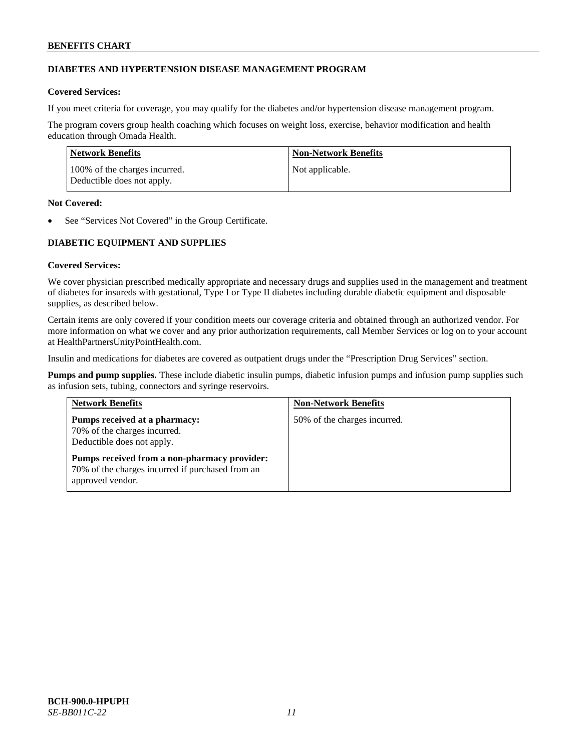## DIABETES AND HYPERTENSION DISEASE MANAGEMENT PROGRAM

**Covered Services:**

If you meet criteria for coverage, you may qualify for the diabetes and/or hypertension disease management program.

The program covers group health coaching which focuses on weight loss, exercise, behavior modification and health education through Omada Health.

| Network Benefits | Non-Network Benefits |
|---|---|
| 100% of the charges incurred.<br>Deductible does not apply. | Not applicable. |

**Not Covered:**

- See "Services Not Covered" in the Group Certificate.

## DIABETIC EQUIPMENT AND SUPPLIES

**Covered Services:**

We cover physician prescribed medically appropriate and necessary drugs and supplies used in the management and treatment of diabetes for insureds with gestational, Type I or Type II diabetes including durable diabetic equipment and disposable supplies, as described below.

Certain items are only covered if your condition meets our coverage criteria and obtained through an authorized vendor. For more information on what we cover and any prior authorization requirements, call Member Services or log on to your account at HealthPartnersUnityPointHealth.com.

Insulin and medications for diabetes are covered as outpatient drugs under the "Prescription Drug Services" section.

**Pumps and pump supplies.** These include diabetic insulin pumps, diabetic infusion pumps and infusion pump supplies such as infusion sets, tubing, connectors and syringe reservoirs.

| Network Benefits | Non-Network Benefits |
|---|---|
| **Pumps received at a pharmacy:**<br>70% of the charges incurred.<br>Deductible does not apply.<br><br>**Pumps received from a non-pharmacy provider:**<br>70% of the charges incurred if purchased from an approved vendor. | 50% of the charges incurred. |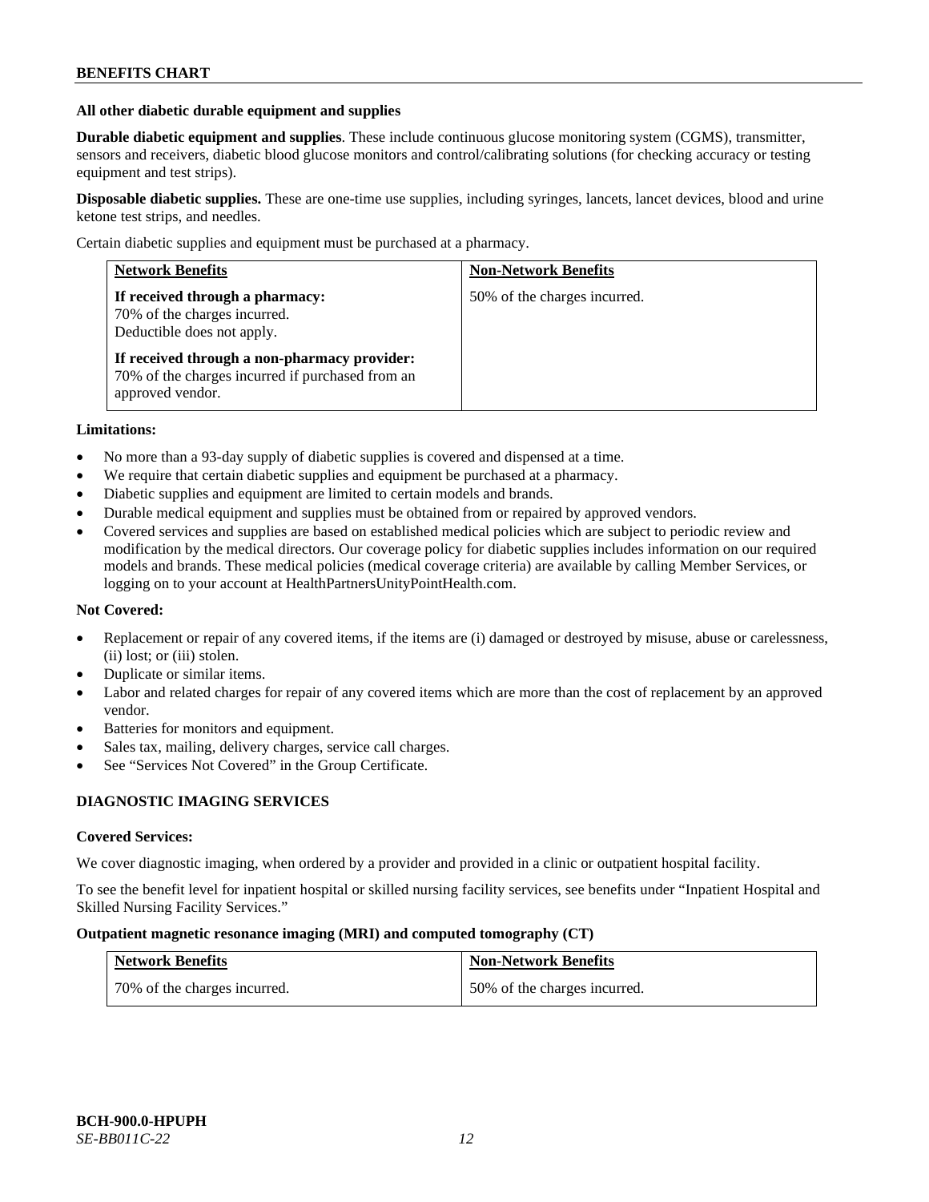**All other diabetic durable equipment and supplies**

**Durable diabetic equipment and supplies**. These include continuous glucose monitoring system (CGMS), transmitter, sensors and receivers, diabetic blood glucose monitors and control/calibrating solutions (for checking accuracy or testing equipment and test strips).

**Disposable diabetic supplies.** These are one-time use supplies, including syringes, lancets, lancet devices, blood and urine ketone test strips, and needles.

Certain diabetic supplies and equipment must be purchased at a pharmacy.

| Network Benefits | Non-Network Benefits |
|---|---|
| **If received through a pharmacy:**<br>70% of the charges incurred.<br>Deductible does not apply.<br><br>**If received through a non-pharmacy provider:**<br>70% of the charges incurred if purchased from an approved vendor. | 50% of the charges incurred. |

**Limitations:**

- No more than a 93-day supply of diabetic supplies is covered and dispensed at a time.
- We require that certain diabetic supplies and equipment be purchased at a pharmacy.
- Diabetic supplies and equipment are limited to certain models and brands.
- Durable medical equipment and supplies must be obtained from or repaired by approved vendors.
- Covered services and supplies are based on established medical policies which are subject to periodic review and modification by the medical directors. Our coverage policy for diabetic supplies includes information on our required models and brands. These medical policies (medical coverage criteria) are available by calling Member Services, or logging on to your account at HealthPartnersUnityPointHealth.com.

**Not Covered:**

- Replacement or repair of any covered items, if the items are (i) damaged or destroyed by misuse, abuse or carelessness, (ii) lost; or (iii) stolen.
- Duplicate or similar items.
- Labor and related charges for repair of any covered items which are more than the cost of replacement by an approved vendor.
- Batteries for monitors and equipment.
- Sales tax, mailing, delivery charges, service call charges.
- See "Services Not Covered" in the Group Certificate.

## DIAGNOSTIC IMAGING SERVICES

**Covered Services:**

We cover diagnostic imaging, when ordered by a provider and provided in a clinic or outpatient hospital facility.

To see the benefit level for inpatient hospital or skilled nursing facility services, see benefits under "Inpatient Hospital and Skilled Nursing Facility Services."

**Outpatient magnetic resonance imaging (MRI) and computed tomography (CT)**

| Network Benefits | Non-Network Benefits |
|---|---|
| 70% of the charges incurred. | 50% of the charges incurred. |

BCH-900.0-HPUPH
*SE-BB011C-22*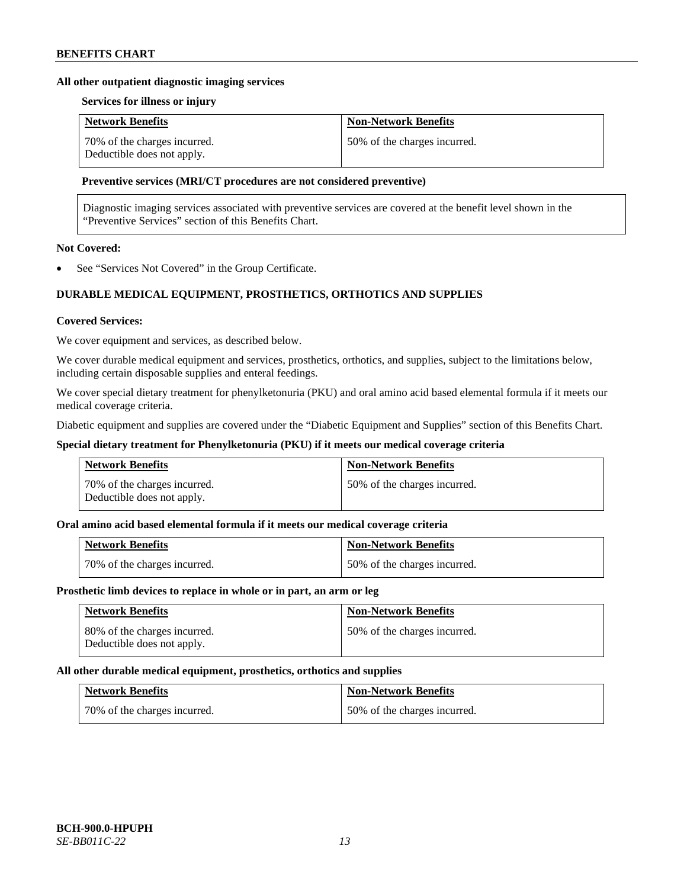**All other outpatient diagnostic imaging services**

**Services for illness or injury**

| Network Benefits | Non-Network Benefits |
| --- | --- |
| 70% of the charges incurred. Deductible does not apply. | 50% of the charges incurred. |

**Preventive services (MRI/CT procedures are not considered preventive)**

| Diagnostic imaging services associated with preventive services are covered at the benefit level shown in the "Preventive Services" section of this Benefits Chart. |
| --- |

**Not Covered:**

- See "Services Not Covered" in the Group Certificate.

## DURABLE MEDICAL EQUIPMENT, PROSTHETICS, ORTHOTICS AND SUPPLIES

**Covered Services:**

We cover equipment and services, as described below.

We cover durable medical equipment and services, prosthetics, orthotics, and supplies, subject to the limitations below, including certain disposable supplies and enteral feedings.

We cover special dietary treatment for phenylketonuria (PKU) and oral amino acid based elemental formula if it meets our medical coverage criteria.

Diabetic equipment and supplies are covered under the "Diabetic Equipment and Supplies" section of this Benefits Chart.

**Special dietary treatment for Phenylketonuria (PKU) if it meets our medical coverage criteria**

| Network Benefits | Non-Network Benefits |
| --- | --- |
| 70% of the charges incurred. Deductible does not apply. | 50% of the charges incurred. |

**Oral amino acid based elemental formula if it meets our medical coverage criteria**

| Network Benefits | Non-Network Benefits |
| --- | --- |
| 70% of the charges incurred. | 50% of the charges incurred. |

**Prosthetic limb devices to replace in whole or in part, an arm or leg**

| Network Benefits | Non-Network Benefits |
| --- | --- |
| 80% of the charges incurred. Deductible does not apply. | 50% of the charges incurred. |

**All other durable medical equipment, prosthetics, orthotics and supplies**

| Network Benefits | Non-Network Benefits |
| --- | --- |
| 70% of the charges incurred. | 50% of the charges incurred. |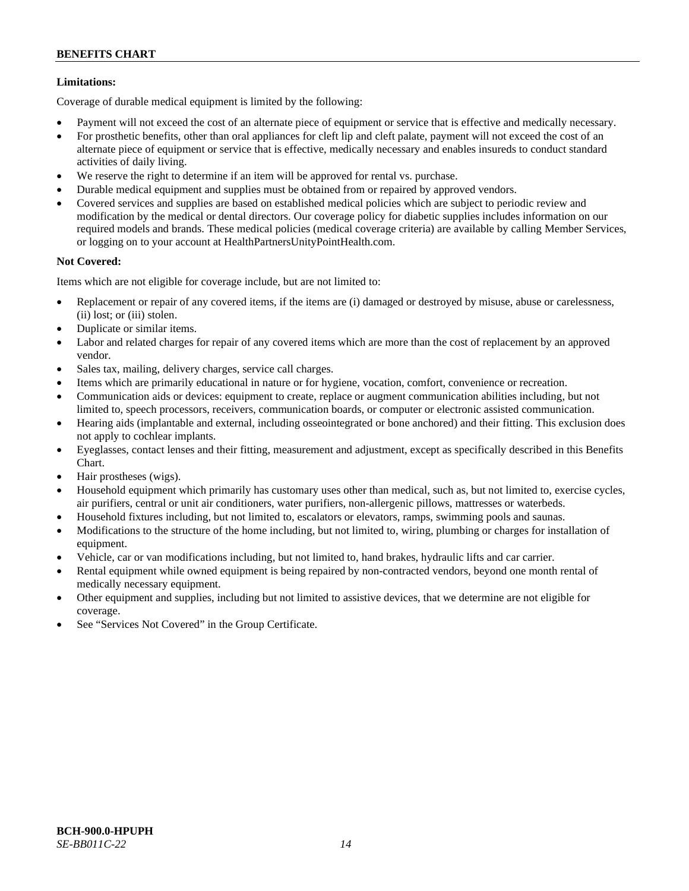**Limitations:**

Coverage of durable medical equipment is limited by the following:

- Payment will not exceed the cost of an alternate piece of equipment or service that is effective and medically necessary.
- For prosthetic benefits, other than oral appliances for cleft lip and cleft palate, payment will not exceed the cost of an alternate piece of equipment or service that is effective, medically necessary and enables insureds to conduct standard activities of daily living.
- We reserve the right to determine if an item will be approved for rental vs. purchase.
- Durable medical equipment and supplies must be obtained from or repaired by approved vendors.
- Covered services and supplies are based on established medical policies which are subject to periodic review and modification by the medical or dental directors. Our coverage policy for diabetic supplies includes information on our required models and brands. These medical policies (medical coverage criteria) are available by calling Member Services, or logging on to your account at HealthPartnersUnityPointHealth.com.

**Not Covered:**

Items which are not eligible for coverage include, but are not limited to:

- Replacement or repair of any covered items, if the items are (i) damaged or destroyed by misuse, abuse or carelessness, (ii) lost; or (iii) stolen.
- Duplicate or similar items.
- Labor and related charges for repair of any covered items which are more than the cost of replacement by an approved vendor.
- Sales tax, mailing, delivery charges, service call charges.
- Items which are primarily educational in nature or for hygiene, vocation, comfort, convenience or recreation.
- Communication aids or devices: equipment to create, replace or augment communication abilities including, but not limited to, speech processors, receivers, communication boards, or computer or electronic assisted communication.
- Hearing aids (implantable and external, including osseointegrated or bone anchored) and their fitting. This exclusion does not apply to cochlear implants.
- Eyeglasses, contact lenses and their fitting, measurement and adjustment, except as specifically described in this Benefits Chart.
- Hair prostheses (wigs).
- Household equipment which primarily has customary uses other than medical, such as, but not limited to, exercise cycles, air purifiers, central or unit air conditioners, water purifiers, non-allergenic pillows, mattresses or waterbeds.
- Household fixtures including, but not limited to, escalators or elevators, ramps, swimming pools and saunas.
- Modifications to the structure of the home including, but not limited to, wiring, plumbing or charges for installation of equipment.
- Vehicle, car or van modifications including, but not limited to, hand brakes, hydraulic lifts and car carrier.
- Rental equipment while owned equipment is being repaired by non-contracted vendors, beyond one month rental of medically necessary equipment.
- Other equipment and supplies, including but not limited to assistive devices, that we determine are not eligible for coverage.
- See "Services Not Covered" in the Group Certificate.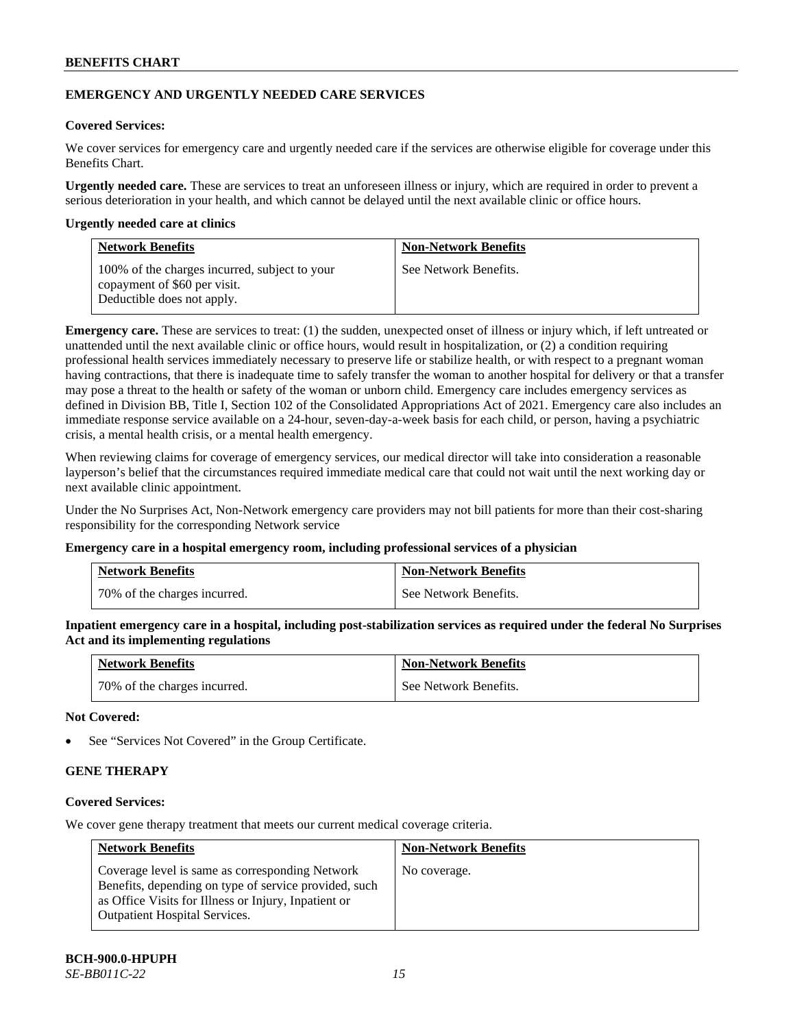## EMERGENCY AND URGENTLY NEEDED CARE SERVICES

**Covered Services:**

We cover services for emergency care and urgently needed care if the services are otherwise eligible for coverage under this Benefits Chart.

**Urgently needed care.** These are services to treat an unforeseen illness or injury, which are required in order to prevent a serious deterioration in your health, and which cannot be delayed until the next available clinic or office hours.

**Urgently needed care at clinics**

| Network Benefits | Non-Network Benefits |
| --- | --- |
| 100% of the charges incurred, subject to your copayment of $60 per visit. Deductible does not apply. | See Network Benefits. |

**Emergency care.** These are services to treat: (1) the sudden, unexpected onset of illness or injury which, if left untreated or unattended until the next available clinic or office hours, would result in hospitalization, or (2) a condition requiring professional health services immediately necessary to preserve life or stabilize health, or with respect to a pregnant woman having contractions, that there is inadequate time to safely transfer the woman to another hospital for delivery or that a transfer may pose a threat to the health or safety of the woman or unborn child. Emergency care includes emergency services as defined in Division BB, Title I, Section 102 of the Consolidated Appropriations Act of 2021. Emergency care also includes an immediate response service available on a 24-hour, seven-day-a-week basis for each child, or person, having a psychiatric crisis, a mental health crisis, or a mental health emergency.

When reviewing claims for coverage of emergency services, our medical director will take into consideration a reasonable layperson's belief that the circumstances required immediate medical care that could not wait until the next working day or next available clinic appointment.

Under the No Surprises Act, Non-Network emergency care providers may not bill patients for more than their cost-sharing responsibility for the corresponding Network service

**Emergency care in a hospital emergency room, including professional services of a physician**

| Network Benefits | Non-Network Benefits |
| --- | --- |
| 70% of the charges incurred. | See Network Benefits. |

**Inpatient emergency care in a hospital, including post-stabilization services as required under the federal No Surprises Act and its implementing regulations**

| Network Benefits | Non-Network Benefits |
| --- | --- |
| 70% of the charges incurred. | See Network Benefits. |

**Not Covered:**

- See "Services Not Covered" in the Group Certificate.

## GENE THERAPY

**Covered Services:**

We cover gene therapy treatment that meets our current medical coverage criteria.

| Network Benefits | Non-Network Benefits |
| --- | --- |
| Coverage level is same as corresponding Network Benefits, depending on type of service provided, such as Office Visits for Illness or Injury, Inpatient or Outpatient Hospital Services. | No coverage. |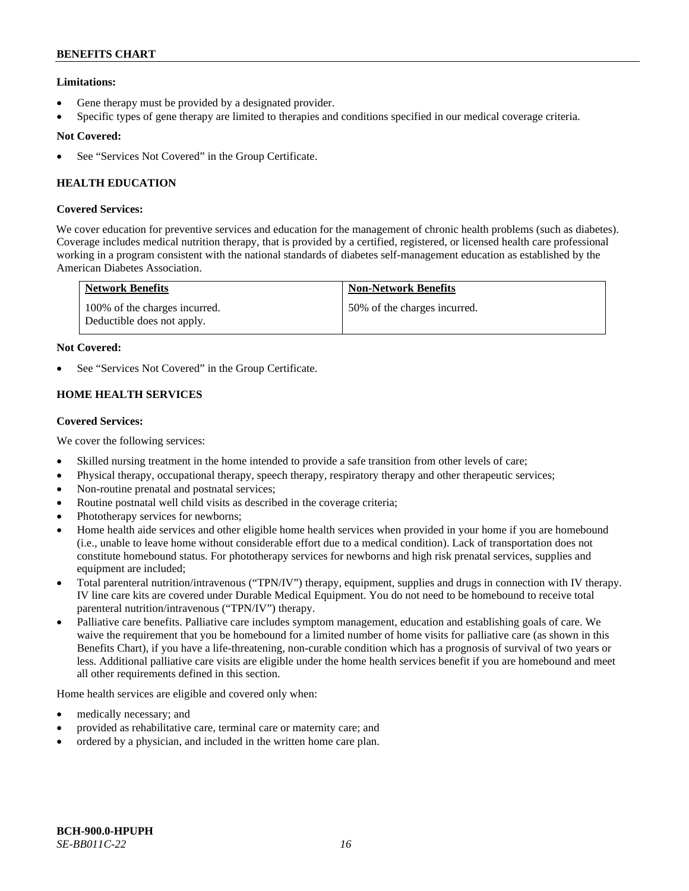**Limitations:**

- Gene therapy must be provided by a designated provider.
- Specific types of gene therapy are limited to therapies and conditions specified in our medical coverage criteria.

**Not Covered:**

- See "Services Not Covered" in the Group Certificate.

### HEALTH EDUCATION

**Covered Services:**

We cover education for preventive services and education for the management of chronic health problems (such as diabetes). Coverage includes medical nutrition therapy, that is provided by a certified, registered, or licensed health care professional working in a program consistent with the national standards of diabetes self-management education as established by the American Diabetes Association.

| Network Benefits | Non-Network Benefits |
|---|---|
| 100% of the charges incurred. Deductible does not apply. | 50% of the charges incurred. |

**Not Covered:**

- See "Services Not Covered" in the Group Certificate.

### HOME HEALTH SERVICES

**Covered Services:**

We cover the following services:

- Skilled nursing treatment in the home intended to provide a safe transition from other levels of care;
- Physical therapy, occupational therapy, speech therapy, respiratory therapy and other therapeutic services;
- Non-routine prenatal and postnatal services;
- Routine postnatal well child visits as described in the coverage criteria;
- Phototherapy services for newborns;
- Home health aide services and other eligible home health services when provided in your home if you are homebound (i.e., unable to leave home without considerable effort due to a medical condition). Lack of transportation does not constitute homebound status. For phototherapy services for newborns and high risk prenatal services, supplies and equipment are included;
- Total parenteral nutrition/intravenous ("TPN/IV") therapy, equipment, supplies and drugs in connection with IV therapy. IV line care kits are covered under Durable Medical Equipment. You do not need to be homebound to receive total parenteral nutrition/intravenous ("TPN/IV") therapy.
- Palliative care benefits. Palliative care includes symptom management, education and establishing goals of care. We waive the requirement that you be homebound for a limited number of home visits for palliative care (as shown in this Benefits Chart), if you have a life-threatening, non-curable condition which has a prognosis of survival of two years or less. Additional palliative care visits are eligible under the home health services benefit if you are homebound and meet all other requirements defined in this section.

Home health services are eligible and covered only when:

- medically necessary; and
- provided as rehabilitative care, terminal care or maternity care; and
- ordered by a physician, and included in the written home care plan.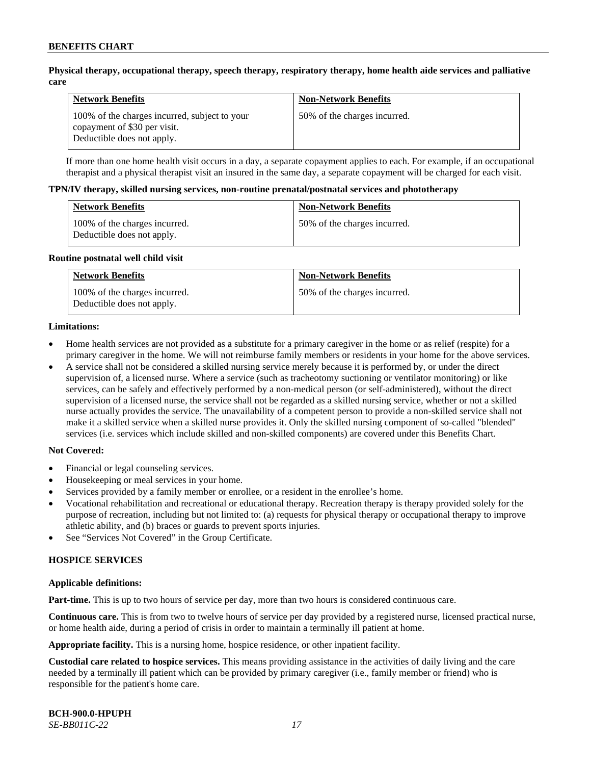**Physical therapy, occupational therapy, speech therapy, respiratory therapy, home health aide services and palliative care**

| Network Benefits | Non-Network Benefits |
| --- | --- |
| 100% of the charges incurred, subject to your copayment of $30 per visit. Deductible does not apply. | 50% of the charges incurred. |

If more than one home health visit occurs in a day, a separate copayment applies to each. For example, if an occupational therapist and a physical therapist visit an insured in the same day, a separate copayment will be charged for each visit.

**TPN/IV therapy, skilled nursing services, non-routine prenatal/postnatal services and phototherapy**

| Network Benefits | Non-Network Benefits |
| --- | --- |
| 100% of the charges incurred. Deductible does not apply. | 50% of the charges incurred. |

**Routine postnatal well child visit**

| Network Benefits | Non-Network Benefits |
| --- | --- |
| 100% of the charges incurred. Deductible does not apply. | 50% of the charges incurred. |

**Limitations:**

- Home health services are not provided as a substitute for a primary caregiver in the home or as relief (respite) for a primary caregiver in the home. We will not reimburse family members or residents in your home for the above services.
- A service shall not be considered a skilled nursing service merely because it is performed by, or under the direct supervision of, a licensed nurse. Where a service (such as tracheotomy suctioning or ventilator monitoring) or like services, can be safely and effectively performed by a non-medical person (or self-administered), without the direct supervision of a licensed nurse, the service shall not be regarded as a skilled nursing service, whether or not a skilled nurse actually provides the service. The unavailability of a competent person to provide a non-skilled service shall not make it a skilled service when a skilled nurse provides it. Only the skilled nursing component of so-called "blended" services (i.e. services which include skilled and non-skilled components) are covered under this Benefits Chart.

**Not Covered:**

- Financial or legal counseling services.
- Housekeeping or meal services in your home.
- Services provided by a family member or enrollee, or a resident in the enrollee's home.
- Vocational rehabilitation and recreational or educational therapy. Recreation therapy is therapy provided solely for the purpose of recreation, including but not limited to: (a) requests for physical therapy or occupational therapy to improve athletic ability, and (b) braces or guards to prevent sports injuries.
- See "Services Not Covered" in the Group Certificate.

## HOSPICE SERVICES

**Applicable definitions:**

**Part-time.** This is up to two hours of service per day, more than two hours is considered continuous care.

**Continuous care.** This is from two to twelve hours of service per day provided by a registered nurse, licensed practical nurse, or home health aide, during a period of crisis in order to maintain a terminally ill patient at home.

**Appropriate facility.** This is a nursing home, hospice residence, or other inpatient facility.

**Custodial care related to hospice services.** This means providing assistance in the activities of daily living and the care needed by a terminally ill patient which can be provided by primary caregiver (i.e., family member or friend) who is responsible for the patient's home care.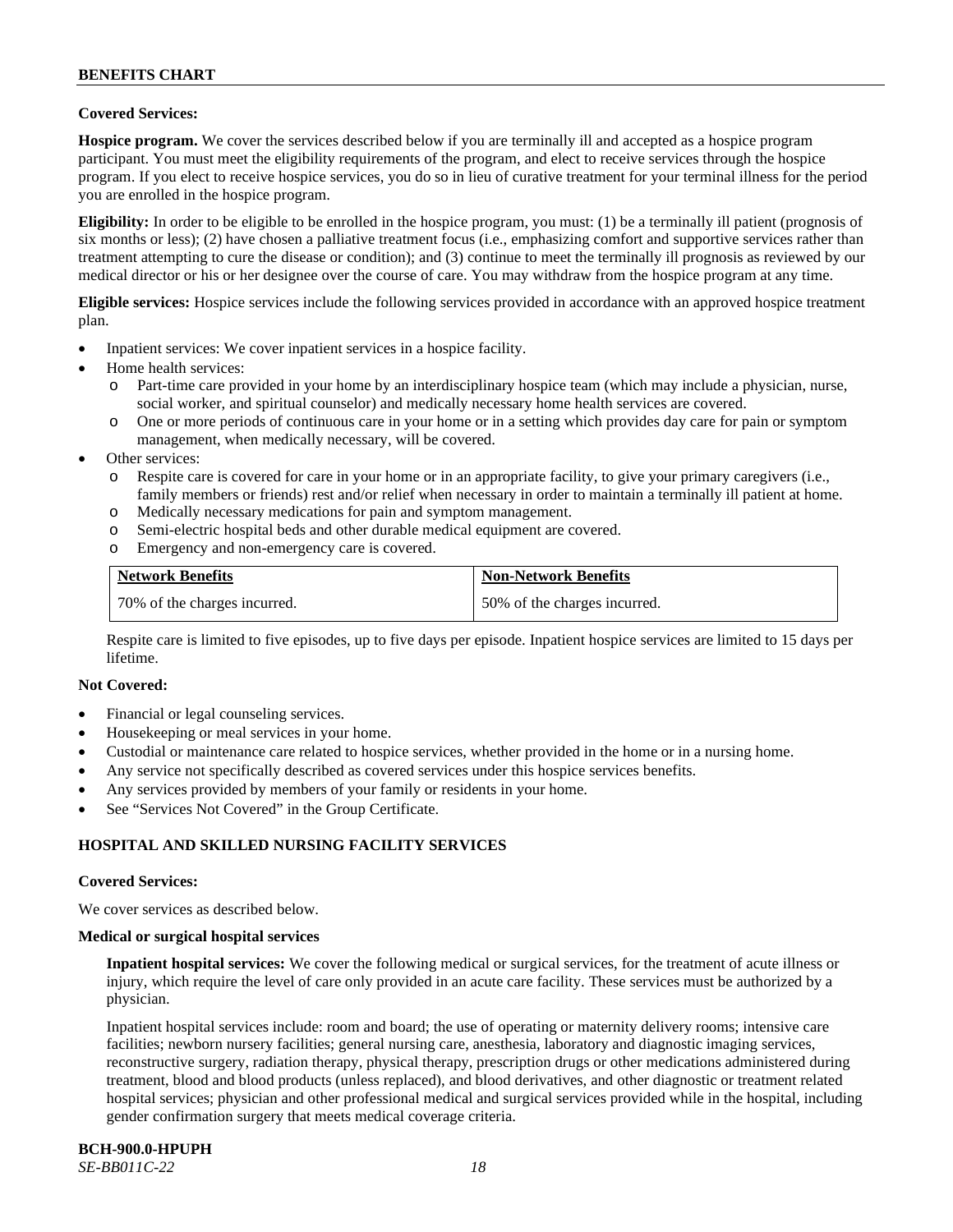**Covered Services:**

**Hospice program.** We cover the services described below if you are terminally ill and accepted as a hospice program participant. You must meet the eligibility requirements of the program, and elect to receive services through the hospice program. If you elect to receive hospice services, you do so in lieu of curative treatment for your terminal illness for the period you are enrolled in the hospice program.

**Eligibility:** In order to be eligible to be enrolled in the hospice program, you must: (1) be a terminally ill patient (prognosis of six months or less); (2) have chosen a palliative treatment focus (i.e., emphasizing comfort and supportive services rather than treatment attempting to cure the disease or condition); and (3) continue to meet the terminally ill prognosis as reviewed by our medical director or his or her designee over the course of care. You may withdraw from the hospice program at any time.

**Eligible services:** Hospice services include the following services provided in accordance with an approved hospice treatment plan.

- Inpatient services: We cover inpatient services in a hospice facility.
- Home health services:
  - Part-time care provided in your home by an interdisciplinary hospice team (which may include a physician, nurse, social worker, and spiritual counselor) and medically necessary home health services are covered.
  - One or more periods of continuous care in your home or in a setting which provides day care for pain or symptom management, when medically necessary, will be covered.
- Other services:
  - Respite care is covered for care in your home or in an appropriate facility, to give your primary caregivers (i.e., family members or friends) rest and/or relief when necessary in order to maintain a terminally ill patient at home.
  - Medically necessary medications for pain and symptom management.
  - Semi-electric hospital beds and other durable medical equipment are covered.
  - Emergency and non-emergency care is covered.

| Network Benefits | Non-Network Benefits |
|---|---|
| 70% of the charges incurred. | 50% of the charges incurred. |

Respite care is limited to five episodes, up to five days per episode. Inpatient hospice services are limited to 15 days per lifetime.

**Not Covered:**

- Financial or legal counseling services.
- Housekeeping or meal services in your home.
- Custodial or maintenance care related to hospice services, whether provided in the home or in a nursing home.
- Any service not specifically described as covered services under this hospice services benefits.
- Any services provided by members of your family or residents in your home.
- See "Services Not Covered" in the Group Certificate.

## HOSPITAL AND SKILLED NURSING FACILITY SERVICES

**Covered Services:**

We cover services as described below.

**Medical or surgical hospital services**

**Inpatient hospital services:** We cover the following medical or surgical services, for the treatment of acute illness or injury, which require the level of care only provided in an acute care facility. These services must be authorized by a physician.

Inpatient hospital services include: room and board; the use of operating or maternity delivery rooms; intensive care facilities; newborn nursery facilities; general nursing care, anesthesia, laboratory and diagnostic imaging services, reconstructive surgery, radiation therapy, physical therapy, prescription drugs or other medications administered during treatment, blood and blood products (unless replaced), and blood derivatives, and other diagnostic or treatment related hospital services; physician and other professional medical and surgical services provided while in the hospital, including gender confirmation surgery that meets medical coverage criteria.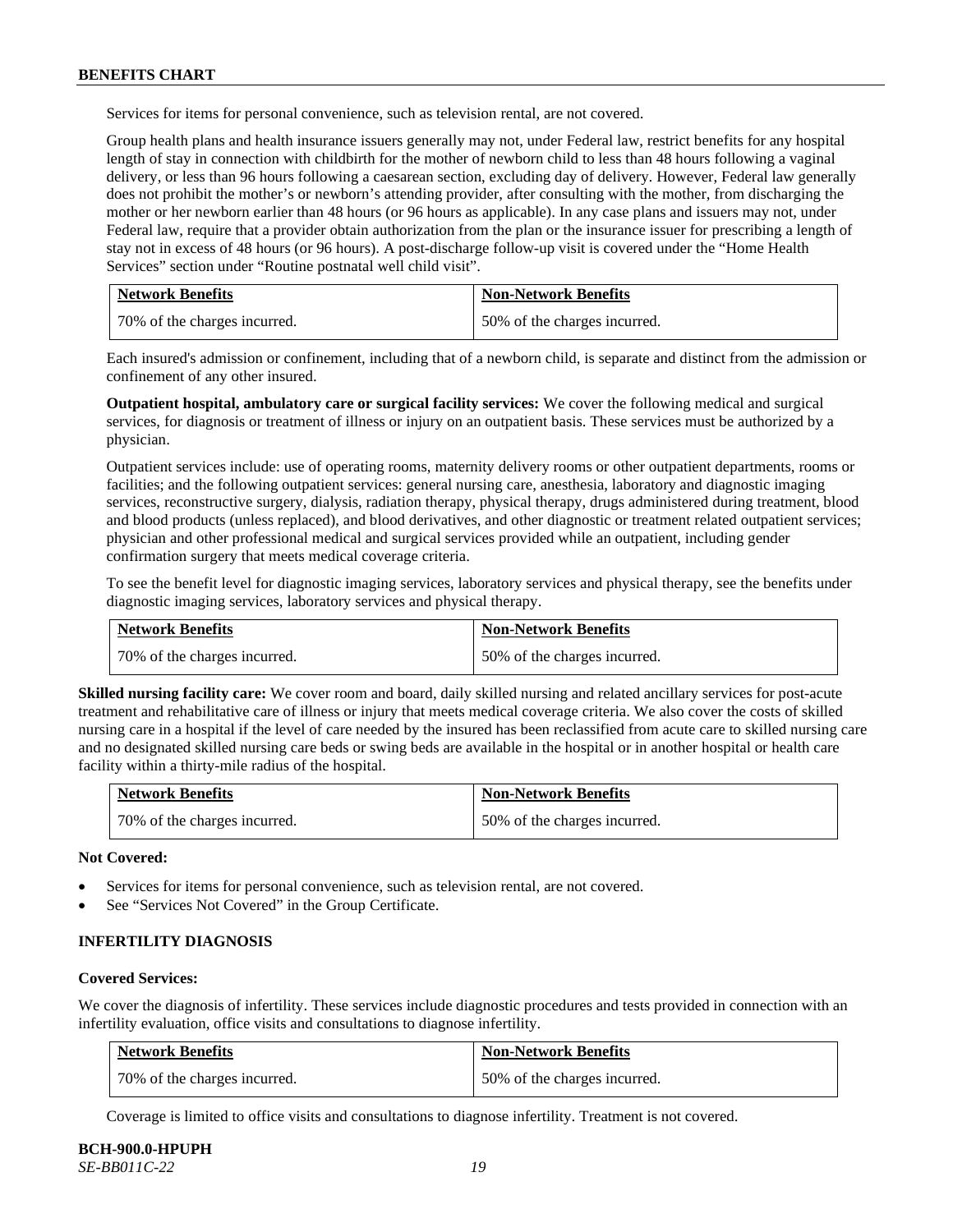Services for items for personal convenience, such as television rental, are not covered.

Group health plans and health insurance issuers generally may not, under Federal law, restrict benefits for any hospital length of stay in connection with childbirth for the mother of newborn child to less than 48 hours following a vaginal delivery, or less than 96 hours following a caesarean section, excluding day of delivery. However, Federal law generally does not prohibit the mother's or newborn's attending provider, after consulting with the mother, from discharging the mother or her newborn earlier than 48 hours (or 96 hours as applicable). In any case plans and issuers may not, under Federal law, require that a provider obtain authorization from the plan or the insurance issuer for prescribing a length of stay not in excess of 48 hours (or 96 hours). A post-discharge follow-up visit is covered under the "Home Health Services" section under "Routine postnatal well child visit".

| Network Benefits | Non-Network Benefits |
|---|---|
| 70% of the charges incurred. | 50% of the charges incurred. |

Each insured's admission or confinement, including that of a newborn child, is separate and distinct from the admission or confinement of any other insured.

**Outpatient hospital, ambulatory care or surgical facility services:** We cover the following medical and surgical services, for diagnosis or treatment of illness or injury on an outpatient basis. These services must be authorized by a physician.

Outpatient services include: use of operating rooms, maternity delivery rooms or other outpatient departments, rooms or facilities; and the following outpatient services: general nursing care, anesthesia, laboratory and diagnostic imaging services, reconstructive surgery, dialysis, radiation therapy, physical therapy, drugs administered during treatment, blood and blood products (unless replaced), and blood derivatives, and other diagnostic or treatment related outpatient services; physician and other professional medical and surgical services provided while an outpatient, including gender confirmation surgery that meets medical coverage criteria.

To see the benefit level for diagnostic imaging services, laboratory services and physical therapy, see the benefits under diagnostic imaging services, laboratory services and physical therapy.

| Network Benefits | Non-Network Benefits |
|---|---|
| 70% of the charges incurred. | 50% of the charges incurred. |

**Skilled nursing facility care:** We cover room and board, daily skilled nursing and related ancillary services for post-acute treatment and rehabilitative care of illness or injury that meets medical coverage criteria. We also cover the costs of skilled nursing care in a hospital if the level of care needed by the insured has been reclassified from acute care to skilled nursing care and no designated skilled nursing care beds or swing beds are available in the hospital or in another hospital or health care facility within a thirty-mile radius of the hospital.

| Network Benefits | Non-Network Benefits |
|---|---|
| 70% of the charges incurred. | 50% of the charges incurred. |

**Not Covered:**

- Services for items for personal convenience, such as television rental, are not covered.
- See "Services Not Covered" in the Group Certificate.

### INFERTILITY DIAGNOSIS

**Covered Services:**

We cover the diagnosis of infertility. These services include diagnostic procedures and tests provided in connection with an infertility evaluation, office visits and consultations to diagnose infertility.

| Network Benefits | Non-Network Benefits |
|---|---|
| 70% of the charges incurred. | 50% of the charges incurred. |

Coverage is limited to office visits and consultations to diagnose infertility. Treatment is not covered.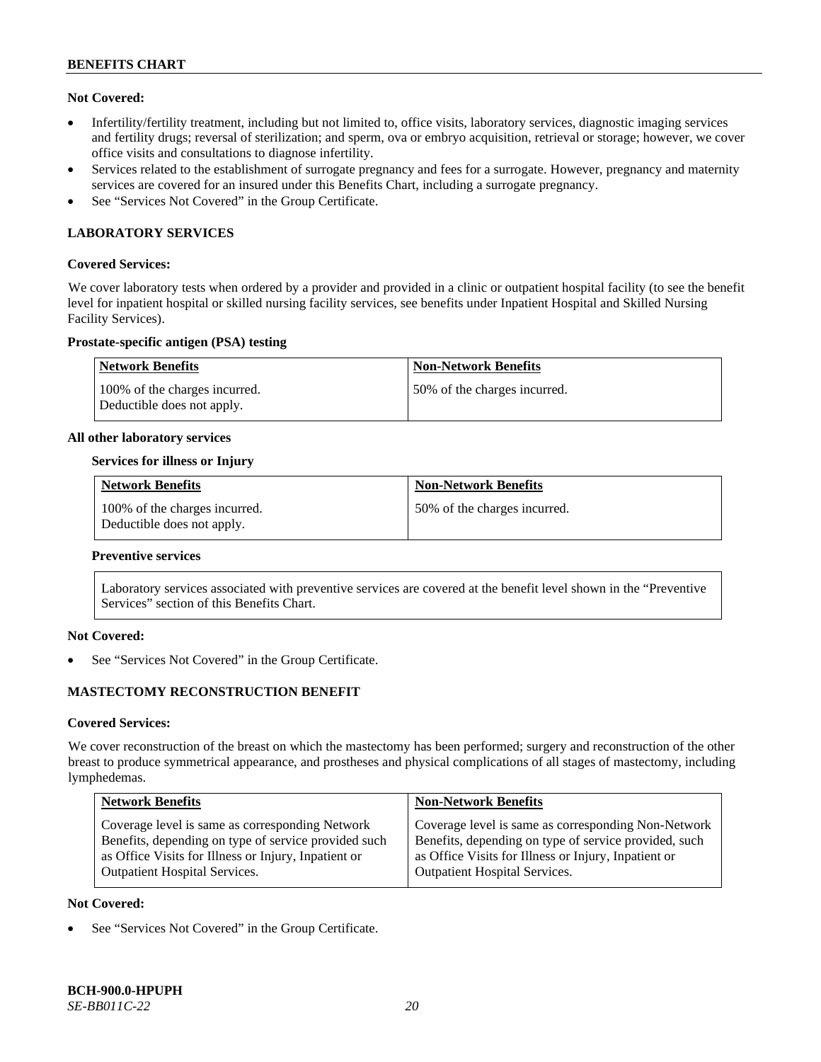**Not Covered:**

- Infertility/fertility treatment, including but not limited to, office visits, laboratory services, diagnostic imaging services and fertility drugs; reversal of sterilization; and sperm, ova or embryo acquisition, retrieval or storage; however, we cover office visits and consultations to diagnose infertility.
- Services related to the establishment of surrogate pregnancy and fees for a surrogate. However, pregnancy and maternity services are covered for an insured under this Benefits Chart, including a surrogate pregnancy.
- See "Services Not Covered" in the Group Certificate.

## LABORATORY SERVICES

**Covered Services:**

We cover laboratory tests when ordered by a provider and provided in a clinic or outpatient hospital facility (to see the benefit level for inpatient hospital or skilled nursing facility services, see benefits under Inpatient Hospital and Skilled Nursing Facility Services).

**Prostate-specific antigen (PSA) testing**

| Network Benefits | Non-Network Benefits |
|---|---|
| 100% of the charges incurred. Deductible does not apply. | 50% of the charges incurred. |

**All other laboratory services**

**Services for illness or Injury**

| Network Benefits | Non-Network Benefits |
|---|---|
| 100% of the charges incurred. Deductible does not apply. | 50% of the charges incurred. |

**Preventive services**

Laboratory services associated with preventive services are covered at the benefit level shown in the "Preventive Services" section of this Benefits Chart.

**Not Covered:**

- See "Services Not Covered" in the Group Certificate.

## MASTECTOMY RECONSTRUCTION BENEFIT

**Covered Services:**

We cover reconstruction of the breast on which the mastectomy has been performed; surgery and reconstruction of the other breast to produce symmetrical appearance, and prostheses and physical complications of all stages of mastectomy, including lymphedemas.

| Network Benefits | Non-Network Benefits |
|---|---|
| Coverage level is same as corresponding Network Benefits, depending on type of service provided such as Office Visits for Illness or Injury, Inpatient or Outpatient Hospital Services. | Coverage level is same as corresponding Non-Network Benefits, depending on type of service provided, such as Office Visits for Illness or Injury, Inpatient or Outpatient Hospital Services. |

**Not Covered:**

- See "Services Not Covered" in the Group Certificate.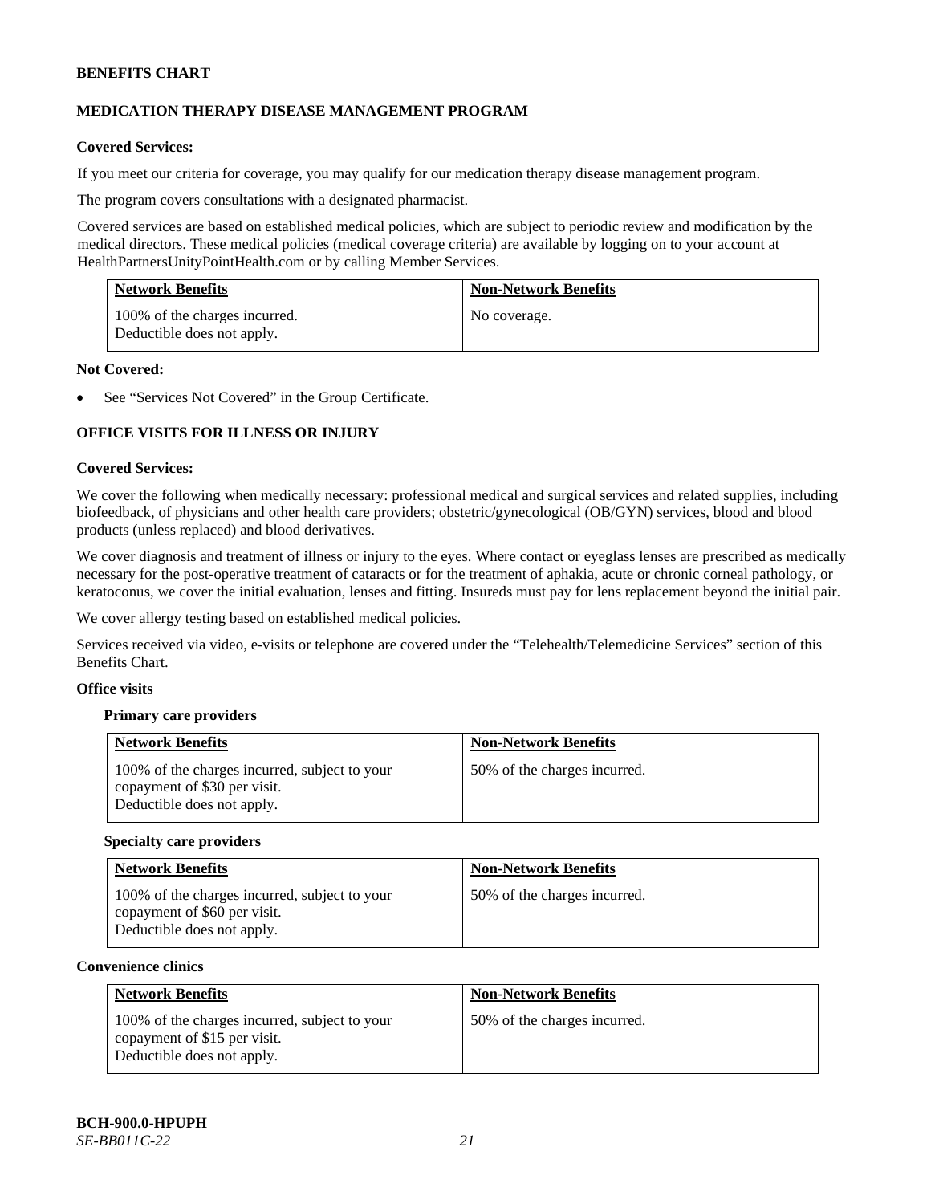## MEDICATION THERAPY DISEASE MANAGEMENT PROGRAM

**Covered Services:**

If you meet our criteria for coverage, you may qualify for our medication therapy disease management program.

The program covers consultations with a designated pharmacist.

Covered services are based on established medical policies, which are subject to periodic review and modification by the medical directors. These medical policies (medical coverage criteria) are available by logging on to your account at HealthPartnersUnityPointHealth.com or by calling Member Services.

| Network Benefits | Non-Network Benefits |
| --- | --- |
| 100% of the charges incurred. Deductible does not apply. | No coverage. |

**Not Covered:**

- See "Services Not Covered" in the Group Certificate.

## OFFICE VISITS FOR ILLNESS OR INJURY

**Covered Services:**

We cover the following when medically necessary: professional medical and surgical services and related supplies, including biofeedback, of physicians and other health care providers; obstetric/gynecological (OB/GYN) services, blood and blood products (unless replaced) and blood derivatives.

We cover diagnosis and treatment of illness or injury to the eyes. Where contact or eyeglass lenses are prescribed as medically necessary for the post-operative treatment of cataracts or for the treatment of aphakia, acute or chronic corneal pathology, or keratoconus, we cover the initial evaluation, lenses and fitting. Insureds must pay for lens replacement beyond the initial pair.

We cover allergy testing based on established medical policies.

Services received via video, e-visits or telephone are covered under the "Telehealth/Telemedicine Services" section of this Benefits Chart.

**Office visits**

**Primary care providers**

| Network Benefits | Non-Network Benefits |
| --- | --- |
| 100% of the charges incurred, subject to your copayment of $30 per visit. Deductible does not apply. | 50% of the charges incurred. |

**Specialty care providers**

| Network Benefits | Non-Network Benefits |
| --- | --- |
| 100% of the charges incurred, subject to your copayment of $60 per visit. Deductible does not apply. | 50% of the charges incurred. |

**Convenience clinics**

| Network Benefits | Non-Network Benefits |
| --- | --- |
| 100% of the charges incurred, subject to your copayment of $15 per visit. Deductible does not apply. | 50% of the charges incurred. |

BCH-900.0-HPUPH
*SE-BB011C-22*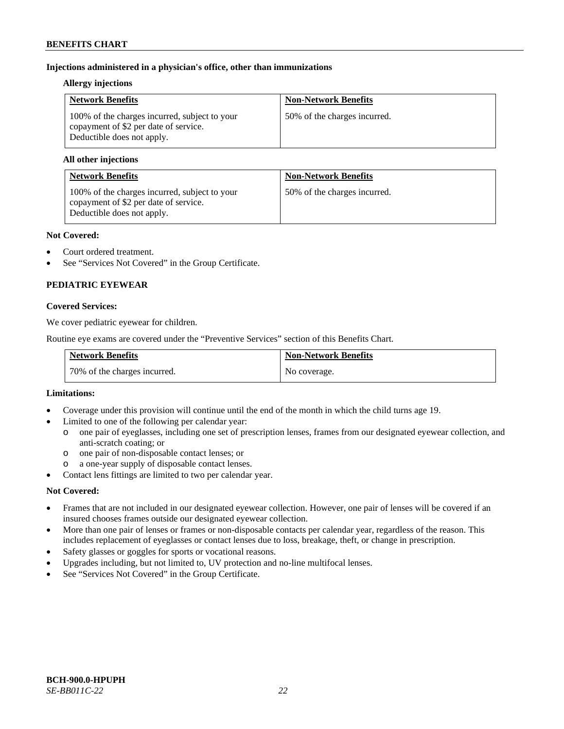**Injections administered in a physician's office, other than immunizations**

**Allergy injections**

| Network Benefits | Non-Network Benefits |
|---|---|
| 100% of the charges incurred, subject to your copayment of $2 per date of service. Deductible does not apply. | 50% of the charges incurred. |

**All other injections**

| Network Benefits | Non-Network Benefits |
|---|---|
| 100% of the charges incurred, subject to your copayment of $2 per date of service. Deductible does not apply. | 50% of the charges incurred. |

**Not Covered:**

- Court ordered treatment.
- See "Services Not Covered" in the Group Certificate.

## PEDIATRIC EYEWEAR

**Covered Services:**

We cover pediatric eyewear for children.

Routine eye exams are covered under the "Preventive Services" section of this Benefits Chart.

| Network Benefits | Non-Network Benefits |
|---|---|
| 70% of the charges incurred. | No coverage. |

**Limitations:**

- Coverage under this provision will continue until the end of the month in which the child turns age 19.
- Limited to one of the following per calendar year:
  - one pair of eyeglasses, including one set of prescription lenses, frames from our designated eyewear collection, and anti-scratch coating; or
  - one pair of non-disposable contact lenses; or
  - a one-year supply of disposable contact lenses.
- Contact lens fittings are limited to two per calendar year.

**Not Covered:**

- Frames that are not included in our designated eyewear collection. However, one pair of lenses will be covered if an insured chooses frames outside our designated eyewear collection.
- More than one pair of lenses or frames or non-disposable contacts per calendar year, regardless of the reason. This includes replacement of eyeglasses or contact lenses due to loss, breakage, theft, or change in prescription.
- Safety glasses or goggles for sports or vocational reasons.
- Upgrades including, but not limited to, UV protection and no-line multifocal lenses.
- See "Services Not Covered" in the Group Certificate.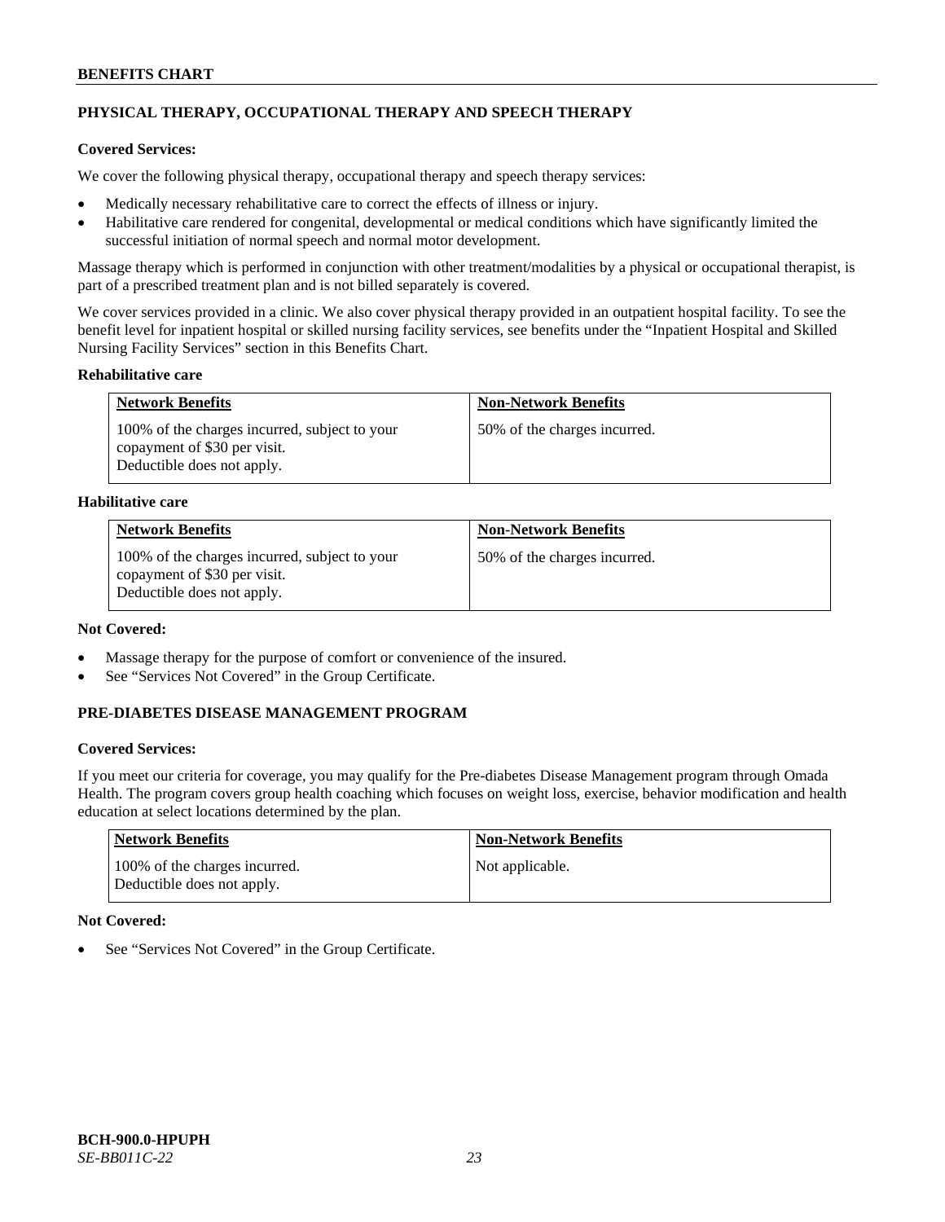## PHYSICAL THERAPY, OCCUPATIONAL THERAPY AND SPEECH THERAPY

**Covered Services:**

We cover the following physical therapy, occupational therapy and speech therapy services:

- Medically necessary rehabilitative care to correct the effects of illness or injury.
- Habilitative care rendered for congenital, developmental or medical conditions which have significantly limited the successful initiation of normal speech and normal motor development.

Massage therapy which is performed in conjunction with other treatment/modalities by a physical or occupational therapist, is part of a prescribed treatment plan and is not billed separately is covered.

We cover services provided in a clinic. We also cover physical therapy provided in an outpatient hospital facility. To see the benefit level for inpatient hospital or skilled nursing facility services, see benefits under the "Inpatient Hospital and Skilled Nursing Facility Services" section in this Benefits Chart.

**Rehabilitative care**

| Network Benefits | Non-Network Benefits |
|---|---|
| 100% of the charges incurred, subject to your copayment of $30 per visit. Deductible does not apply. | 50% of the charges incurred. |

**Habilitative care**

| Network Benefits | Non-Network Benefits |
|---|---|
| 100% of the charges incurred, subject to your copayment of $30 per visit. Deductible does not apply. | 50% of the charges incurred. |

**Not Covered:**

- Massage therapy for the purpose of comfort or convenience of the insured.
- See "Services Not Covered" in the Group Certificate.

## PRE-DIABETES DISEASE MANAGEMENT PROGRAM

**Covered Services:**

If you meet our criteria for coverage, you may qualify for the Pre-diabetes Disease Management program through Omada Health. The program covers group health coaching which focuses on weight loss, exercise, behavior modification and health education at select locations determined by the plan.

| Network Benefits | Non-Network Benefits |
|---|---|
| 100% of the charges incurred. Deductible does not apply. | Not applicable. |

**Not Covered:**

- See "Services Not Covered" in the Group Certificate.

BCH-900.0-HPUPH
*SE-BB011C-22*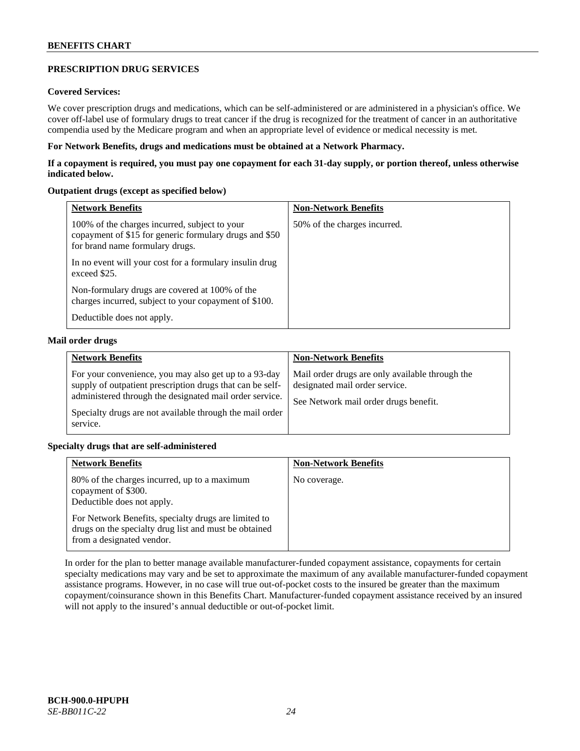## PRESCRIPTION DRUG SERVICES

**Covered Services:**

We cover prescription drugs and medications, which can be self-administered or are administered in a physician's office. We cover off-label use of formulary drugs to treat cancer if the drug is recognized for the treatment of cancer in an authoritative compendia used by the Medicare program and when an appropriate level of evidence or medical necessity is met.

**For Network Benefits, drugs and medications must be obtained at a Network Pharmacy.**

**If a copayment is required, you must pay one copayment for each 31-day supply, or portion thereof, unless otherwise indicated below.**

**Outpatient drugs (except as specified below)**

| Network Benefits | Non-Network Benefits |
|---|---|
| 100% of the charges incurred, subject to your copayment of $15 for generic formulary drugs and $50 for brand name formulary drugs.<br><br>In no event will your cost for a formulary insulin drug exceed $25.<br><br>Non-formulary drugs are covered at 100% of the charges incurred, subject to your copayment of $100.<br><br>Deductible does not apply. | 50% of the charges incurred. |

**Mail order drugs**

| Network Benefits | Non-Network Benefits |
|---|---|
| For your convenience, you may also get up to a 93-day supply of outpatient prescription drugs that can be self-administered through the designated mail order service.<br><br>Specialty drugs are not available through the mail order service. | Mail order drugs are only available through the designated mail order service.<br><br>See Network mail order drugs benefit. |

**Specialty drugs that are self-administered**

| Network Benefits | Non-Network Benefits |
|---|---|
| 80% of the charges incurred, up to a maximum copayment of $300.<br>Deductible does not apply.<br><br>For Network Benefits, specialty drugs are limited to drugs on the specialty drug list and must be obtained from a designated vendor. | No coverage. |

In order for the plan to better manage available manufacturer-funded copayment assistance, copayments for certain specialty medications may vary and be set to approximate the maximum of any available manufacturer-funded copayment assistance programs. However, in no case will true out-of-pocket costs to the insured be greater than the maximum copayment/coinsurance shown in this Benefits Chart. Manufacturer-funded copayment assistance received by an insured will not apply to the insured's annual deductible or out-of-pocket limit.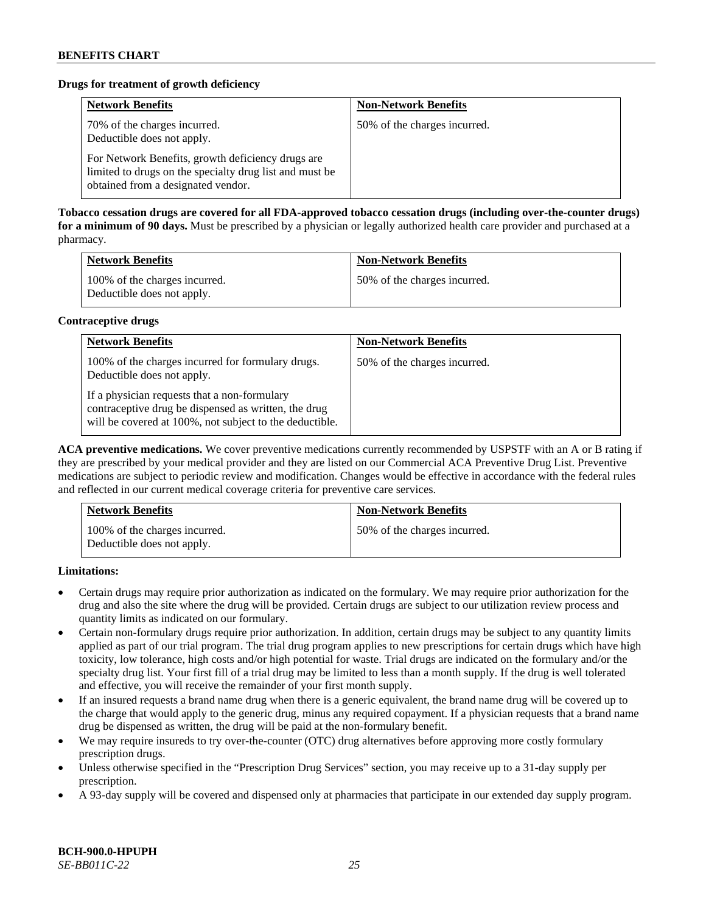**Drugs for treatment of growth deficiency**

| Network Benefits | Non-Network Benefits |
|---|---|
| 70% of the charges incurred. Deductible does not apply.<br><br>For Network Benefits, growth deficiency drugs are limited to drugs on the specialty drug list and must be obtained from a designated vendor. | 50% of the charges incurred. |

**Tobacco cessation drugs are covered for all FDA-approved tobacco cessation drugs (including over-the-counter drugs) for a minimum of 90 days.** Must be prescribed by a physician or legally authorized health care provider and purchased at a pharmacy.

| Network Benefits | Non-Network Benefits |
|---|---|
| 100% of the charges incurred. Deductible does not apply. | 50% of the charges incurred. |

**Contraceptive drugs**

| Network Benefits | Non-Network Benefits |
|---|---|
| 100% of the charges incurred for formulary drugs. Deductible does not apply.<br><br>If a physician requests that a non-formulary contraceptive drug be dispensed as written, the drug will be covered at 100%, not subject to the deductible. | 50% of the charges incurred. |

**ACA preventive medications.** We cover preventive medications currently recommended by USPSTF with an A or B rating if they are prescribed by your medical provider and they are listed on our Commercial ACA Preventive Drug List. Preventive medications are subject to periodic review and modification. Changes would be effective in accordance with the federal rules and reflected in our current medical coverage criteria for preventive care services.

| Network Benefits | Non-Network Benefits |
|---|---|
| 100% of the charges incurred. Deductible does not apply. | 50% of the charges incurred. |

**Limitations:**

- Certain drugs may require prior authorization as indicated on the formulary. We may require prior authorization for the drug and also the site where the drug will be provided. Certain drugs are subject to our utilization review process and quantity limits as indicated on our formulary.
- Certain non-formulary drugs require prior authorization. In addition, certain drugs may be subject to any quantity limits applied as part of our trial program. The trial drug program applies to new prescriptions for certain drugs which have high toxicity, low tolerance, high costs and/or high potential for waste. Trial drugs are indicated on the formulary and/or the specialty drug list. Your first fill of a trial drug may be limited to less than a month supply. If the drug is well tolerated and effective, you will receive the remainder of your first month supply.
- If an insured requests a brand name drug when there is a generic equivalent, the brand name drug will be covered up to the charge that would apply to the generic drug, minus any required copayment. If a physician requests that a brand name drug be dispensed as written, the drug will be paid at the non-formulary benefit.
- We may require insureds to try over-the-counter (OTC) drug alternatives before approving more costly formulary prescription drugs.
- Unless otherwise specified in the "Prescription Drug Services" section, you may receive up to a 31-day supply per prescription.
- A 93-day supply will be covered and dispensed only at pharmacies that participate in our extended day supply program.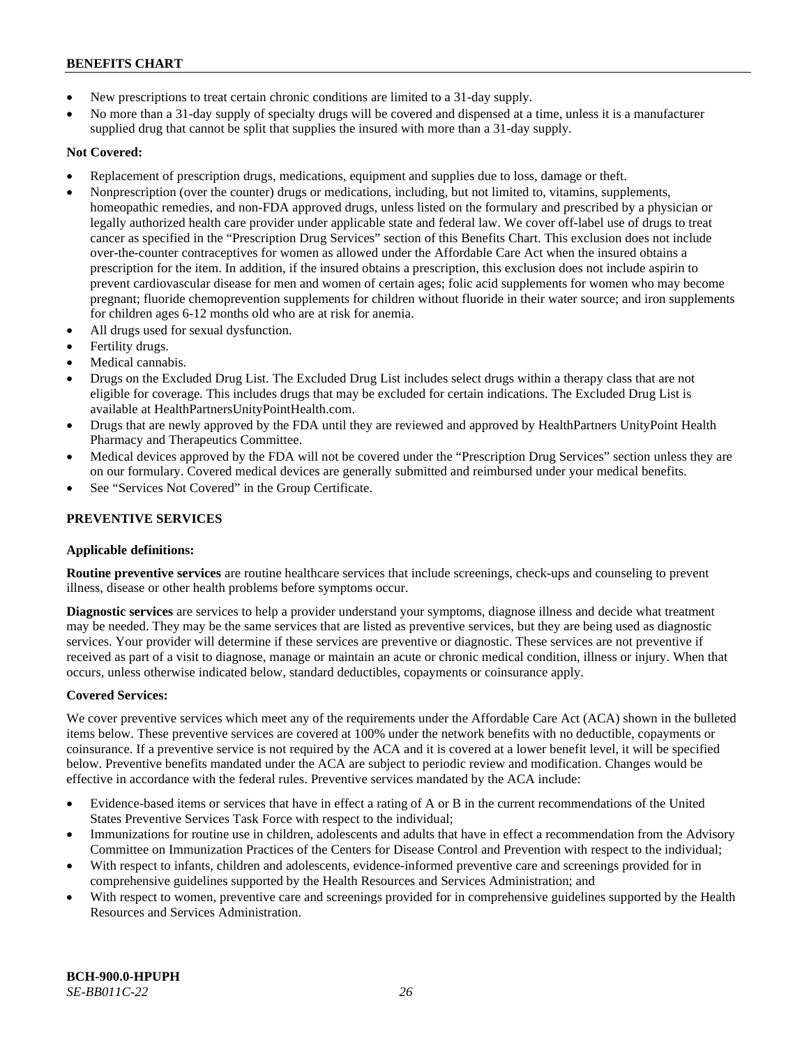- New prescriptions to treat certain chronic conditions are limited to a 31-day supply.
- No more than a 31-day supply of specialty drugs will be covered and dispensed at a time, unless it is a manufacturer supplied drug that cannot be split that supplies the insured with more than a 31-day supply.

**Not Covered:**

- Replacement of prescription drugs, medications, equipment and supplies due to loss, damage or theft.
- Nonprescription (over the counter) drugs or medications, including, but not limited to, vitamins, supplements, homeopathic remedies, and non-FDA approved drugs, unless listed on the formulary and prescribed by a physician or legally authorized health care provider under applicable state and federal law. We cover off-label use of drugs to treat cancer as specified in the "Prescription Drug Services" section of this Benefits Chart. This exclusion does not include over-the-counter contraceptives for women as allowed under the Affordable Care Act when the insured obtains a prescription for the item. In addition, if the insured obtains a prescription, this exclusion does not include aspirin to prevent cardiovascular disease for men and women of certain ages; folic acid supplements for women who may become pregnant; fluoride chemoprevention supplements for children without fluoride in their water source; and iron supplements for children ages 6-12 months old who are at risk for anemia.
- All drugs used for sexual dysfunction.
- Fertility drugs.
- Medical cannabis.
- Drugs on the Excluded Drug List. The Excluded Drug List includes select drugs within a therapy class that are not eligible for coverage. This includes drugs that may be excluded for certain indications. The Excluded Drug List is available at HealthPartnersUnityPointHealth.com.
- Drugs that are newly approved by the FDA until they are reviewed and approved by HealthPartners UnityPoint Health Pharmacy and Therapeutics Committee.
- Medical devices approved by the FDA will not be covered under the "Prescription Drug Services" section unless they are on our formulary. Covered medical devices are generally submitted and reimbursed under your medical benefits.
- See "Services Not Covered" in the Group Certificate.

## PREVENTIVE SERVICES

**Applicable definitions:**

**Routine preventive services** are routine healthcare services that include screenings, check-ups and counseling to prevent illness, disease or other health problems before symptoms occur.

**Diagnostic services** are services to help a provider understand your symptoms, diagnose illness and decide what treatment may be needed. They may be the same services that are listed as preventive services, but they are being used as diagnostic services. Your provider will determine if these services are preventive or diagnostic. These services are not preventive if received as part of a visit to diagnose, manage or maintain an acute or chronic medical condition, illness or injury. When that occurs, unless otherwise indicated below, standard deductibles, copayments or coinsurance apply.

**Covered Services:**

We cover preventive services which meet any of the requirements under the Affordable Care Act (ACA) shown in the bulleted items below. These preventive services are covered at 100% under the network benefits with no deductible, copayments or coinsurance. If a preventive service is not required by the ACA and it is covered at a lower benefit level, it will be specified below. Preventive benefits mandated under the ACA are subject to periodic review and modification. Changes would be effective in accordance with the federal rules. Preventive services mandated by the ACA include:

- Evidence-based items or services that have in effect a rating of A or B in the current recommendations of the United States Preventive Services Task Force with respect to the individual;
- Immunizations for routine use in children, adolescents and adults that have in effect a recommendation from the Advisory Committee on Immunization Practices of the Centers for Disease Control and Prevention with respect to the individual;
- With respect to infants, children and adolescents, evidence-informed preventive care and screenings provided for in comprehensive guidelines supported by the Health Resources and Services Administration; and
- With respect to women, preventive care and screenings provided for in comprehensive guidelines supported by the Health Resources and Services Administration.

**BCH-900.0-HPUPH**
*SE-BB011C-22*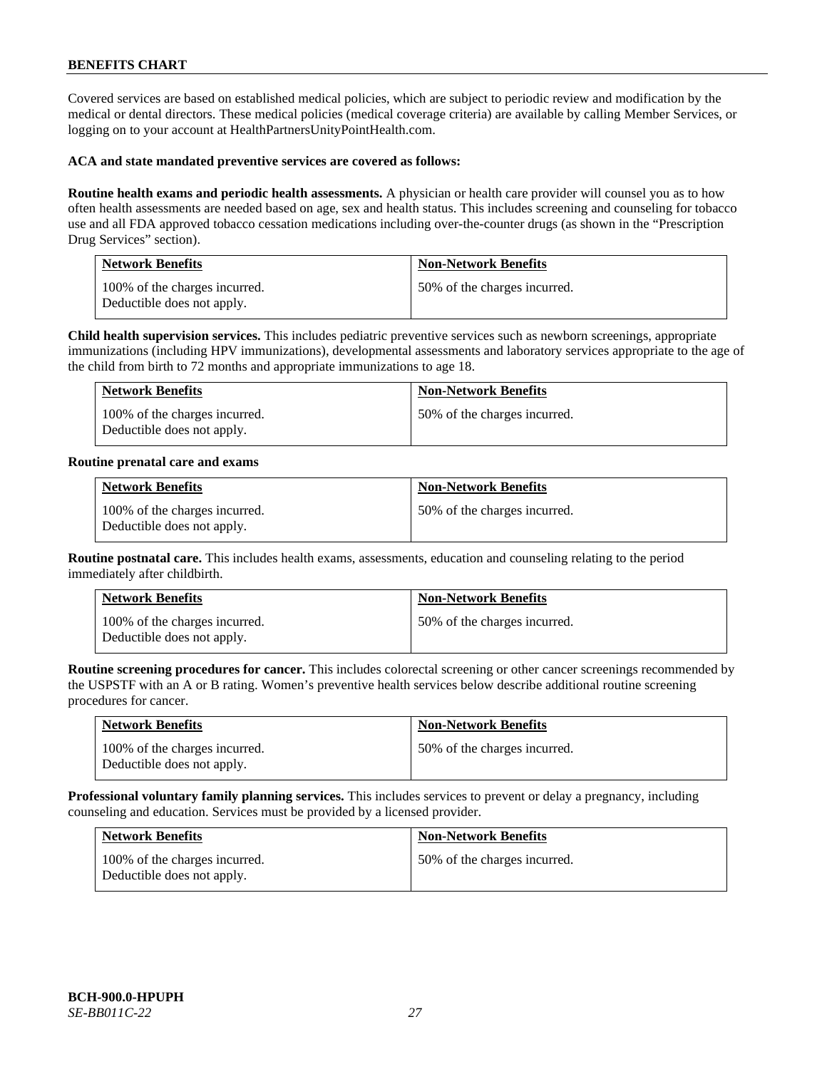Covered services are based on established medical policies, which are subject to periodic review and modification by the medical or dental directors. These medical policies (medical coverage criteria) are available by calling Member Services, or logging on to your account at HealthPartnersUnityPointHealth.com.

**ACA and state mandated preventive services are covered as follows:**

**Routine health exams and periodic health assessments.** A physician or health care provider will counsel you as to how often health assessments are needed based on age, sex and health status. This includes screening and counseling for tobacco use and all FDA approved tobacco cessation medications including over-the-counter drugs (as shown in the "Prescription Drug Services" section).

| Network Benefits | Non-Network Benefits |
|---|---|
| 100% of the charges incurred. Deductible does not apply. | 50% of the charges incurred. |

**Child health supervision services.** This includes pediatric preventive services such as newborn screenings, appropriate immunizations (including HPV immunizations), developmental assessments and laboratory services appropriate to the age of the child from birth to 72 months and appropriate immunizations to age 18.

| Network Benefits | Non-Network Benefits |
|---|---|
| 100% of the charges incurred. Deductible does not apply. | 50% of the charges incurred. |

**Routine prenatal care and exams**

| Network Benefits | Non-Network Benefits |
|---|---|
| 100% of the charges incurred. Deductible does not apply. | 50% of the charges incurred. |

**Routine postnatal care.** This includes health exams, assessments, education and counseling relating to the period immediately after childbirth.

| Network Benefits | Non-Network Benefits |
|---|---|
| 100% of the charges incurred. Deductible does not apply. | 50% of the charges incurred. |

**Routine screening procedures for cancer.** This includes colorectal screening or other cancer screenings recommended by the USPSTF with an A or B rating. Women's preventive health services below describe additional routine screening procedures for cancer.

| Network Benefits | Non-Network Benefits |
|---|---|
| 100% of the charges incurred. Deductible does not apply. | 50% of the charges incurred. |

**Professional voluntary family planning services.** This includes services to prevent or delay a pregnancy, including counseling and education. Services must be provided by a licensed provider.

| Network Benefits | Non-Network Benefits |
|---|---|
| 100% of the charges incurred. Deductible does not apply. | 50% of the charges incurred. |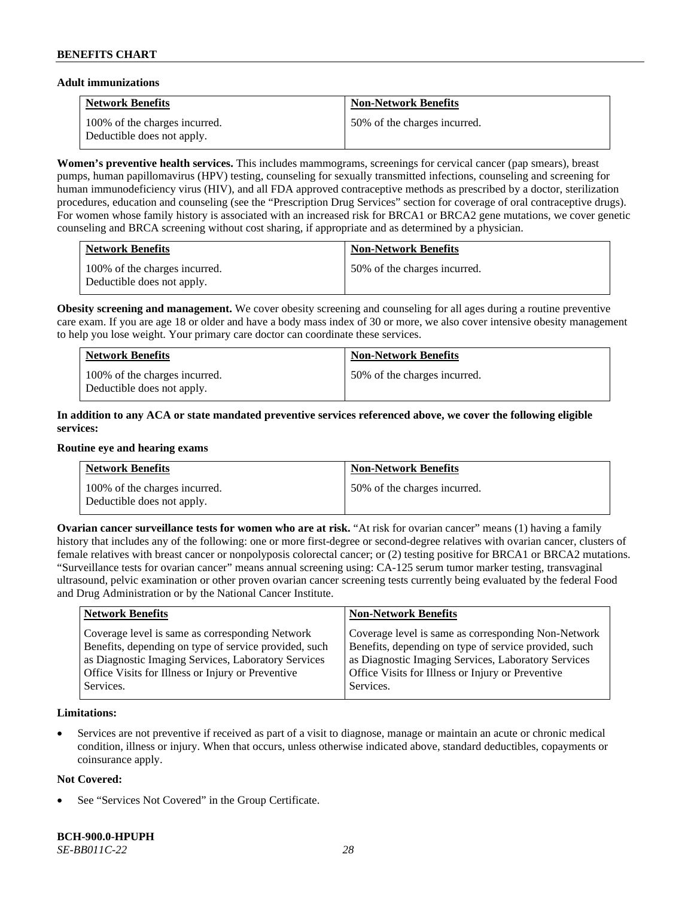**Adult immunizations**

| Network Benefits | Non-Network Benefits |
| --- | --- |
| 100% of the charges incurred. Deductible does not apply. | 50% of the charges incurred. |

**Women's preventive health services.** This includes mammograms, screenings for cervical cancer (pap smears), breast pumps, human papillomavirus (HPV) testing, counseling for sexually transmitted infections, counseling and screening for human immunodeficiency virus (HIV), and all FDA approved contraceptive methods as prescribed by a doctor, sterilization procedures, education and counseling (see the "Prescription Drug Services" section for coverage of oral contraceptive drugs). For women whose family history is associated with an increased risk for BRCA1 or BRCA2 gene mutations, we cover genetic counseling and BRCA screening without cost sharing, if appropriate and as determined by a physician.

| Network Benefits | Non-Network Benefits |
| --- | --- |
| 100% of the charges incurred. Deductible does not apply. | 50% of the charges incurred. |

**Obesity screening and management.** We cover obesity screening and counseling for all ages during a routine preventive care exam. If you are age 18 or older and have a body mass index of 30 or more, we also cover intensive obesity management to help you lose weight. Your primary care doctor can coordinate these services.

| Network Benefits | Non-Network Benefits |
| --- | --- |
| 100% of the charges incurred. Deductible does not apply. | 50% of the charges incurred. |

**In addition to any ACA or state mandated preventive services referenced above, we cover the following eligible services:**

**Routine eye and hearing exams**

| Network Benefits | Non-Network Benefits |
| --- | --- |
| 100% of the charges incurred. Deductible does not apply. | 50% of the charges incurred. |

**Ovarian cancer surveillance tests for women who are at risk.** "At risk for ovarian cancer" means (1) having a family history that includes any of the following: one or more first-degree or second-degree relatives with ovarian cancer, clusters of female relatives with breast cancer or nonpolyposis colorectal cancer; or (2) testing positive for BRCA1 or BRCA2 mutations. "Surveillance tests for ovarian cancer" means annual screening using: CA-125 serum tumor marker testing, transvaginal ultrasound, pelvic examination or other proven ovarian cancer screening tests currently being evaluated by the federal Food and Drug Administration or by the National Cancer Institute.

| Network Benefits | Non-Network Benefits |
| --- | --- |
| Coverage level is same as corresponding Network Benefits, depending on type of service provided, such as Diagnostic Imaging Services, Laboratory Services Office Visits for Illness or Injury or Preventive Services. | Coverage level is same as corresponding Non-Network Benefits, depending on type of service provided, such as Diagnostic Imaging Services, Laboratory Services Office Visits for Illness or Injury or Preventive Services. |

**Limitations:**

- Services are not preventive if received as part of a visit to diagnose, manage or maintain an acute or chronic medical condition, illness or injury. When that occurs, unless otherwise indicated above, standard deductibles, copayments or coinsurance apply.

**Not Covered:**

- See "Services Not Covered" in the Group Certificate.

**BCH-900.0-HPUPH**
*SE-BB011C-22*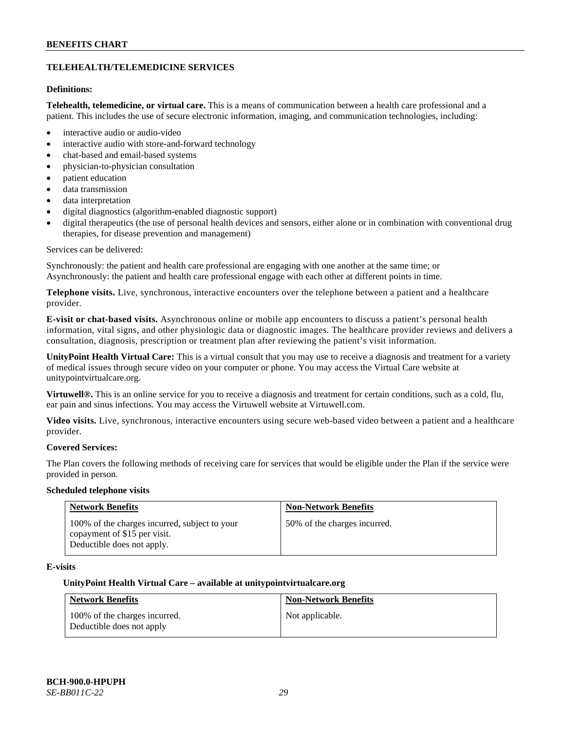## TELEHEALTH/TELEMEDICINE SERVICES

**Definitions:**

**Telehealth, telemedicine, or virtual care.** This is a means of communication between a health care professional and a patient. This includes the use of secure electronic information, imaging, and communication technologies, including:

- interactive audio or audio-video
- interactive audio with store-and-forward technology
- chat-based and email-based systems
- physician-to-physician consultation
- patient education
- data transmission
- data interpretation
- digital diagnostics (algorithm-enabled diagnostic support)
- digital therapeutics (the use of personal health devices and sensors, either alone or in combination with conventional drug therapies, for disease prevention and management)

Services can be delivered:

Synchronously: the patient and health care professional are engaging with one another at the same time; or
Asynchronously: the patient and health care professional engage with each other at different points in time.

**Telephone visits.** Live, synchronous, interactive encounters over the telephone between a patient and a healthcare provider.

**E-visit or chat-based visits.** Asynchronous online or mobile app encounters to discuss a patient's personal health information, vital signs, and other physiologic data or diagnostic images. The healthcare provider reviews and delivers a consultation, diagnosis, prescription or treatment plan after reviewing the patient's visit information.

**UnityPoint Health Virtual Care:** This is a virtual consult that you may use to receive a diagnosis and treatment for a variety of medical issues through secure video on your computer or phone. You may access the Virtual Care website at unitypointvirtualcare.org.

**Virtuwell®.** This is an online service for you to receive a diagnosis and treatment for certain conditions, such as a cold, flu, ear pain and sinus infections. You may access the Virtuwell website at Virtuwell.com.

**Video visits.** Live, synchronous, interactive encounters using secure web-based video between a patient and a healthcare provider.

**Covered Services:**

The Plan covers the following methods of receiving care for services that would be eligible under the Plan if the service were provided in person.

**Scheduled telephone visits**

| Network Benefits | Non-Network Benefits |
|---|---|
| 100% of the charges incurred, subject to your copayment of $15 per visit. Deductible does not apply. | 50% of the charges incurred. |

**E-visits**

**UnityPoint Health Virtual Care – available at unitypointvirtualcare.org**

| Network Benefits | Non-Network Benefits |
|---|---|
| 100% of the charges incurred. Deductible does not apply | Not applicable. |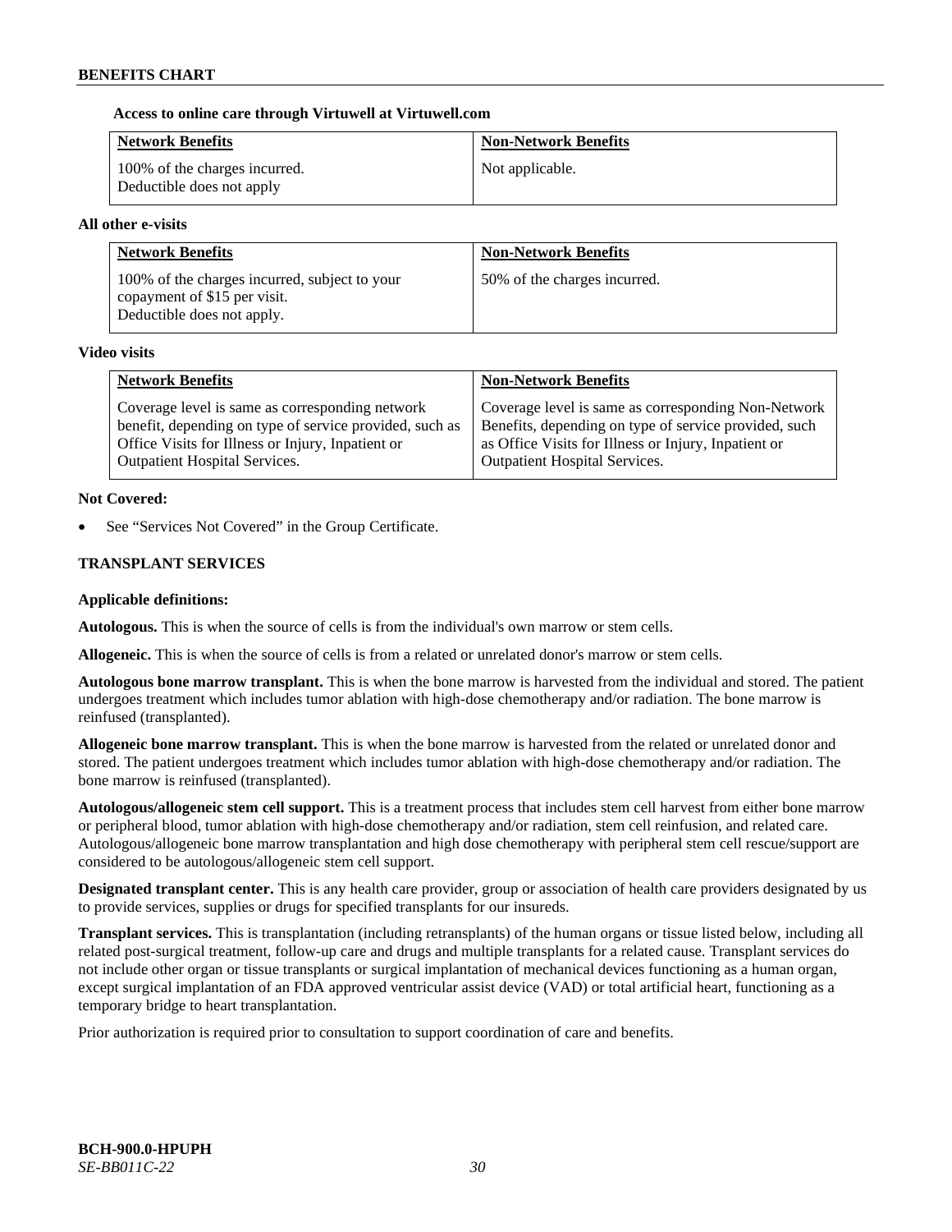**Access to online care through Virtuwell at Virtuwell.com**

| Network Benefits | Non-Network Benefits |
| --- | --- |
| 100% of the charges incurred. Deductible does not apply | Not applicable. |

**All other e-visits**

| Network Benefits | Non-Network Benefits |
| --- | --- |
| 100% of the charges incurred, subject to your copayment of $15 per visit. Deductible does not apply. | 50% of the charges incurred. |

**Video visits**

| Network Benefits | Non-Network Benefits |
| --- | --- |
| Coverage level is same as corresponding network benefit, depending on type of service provided, such as Office Visits for Illness or Injury, Inpatient or Outpatient Hospital Services. | Coverage level is same as corresponding Non-Network Benefits, depending on type of service provided, such as Office Visits for Illness or Injury, Inpatient or Outpatient Hospital Services. |

**Not Covered:**

- See "Services Not Covered" in the Group Certificate.

### TRANSPLANT SERVICES

**Applicable definitions:**

**Autologous.** This is when the source of cells is from the individual's own marrow or stem cells.

**Allogeneic.** This is when the source of cells is from a related or unrelated donor's marrow or stem cells.

**Autologous bone marrow transplant.** This is when the bone marrow is harvested from the individual and stored. The patient undergoes treatment which includes tumor ablation with high-dose chemotherapy and/or radiation. The bone marrow is reinfused (transplanted).

**Allogeneic bone marrow transplant.** This is when the bone marrow is harvested from the related or unrelated donor and stored. The patient undergoes treatment which includes tumor ablation with high-dose chemotherapy and/or radiation. The bone marrow is reinfused (transplanted).

**Autologous/allogeneic stem cell support.** This is a treatment process that includes stem cell harvest from either bone marrow or peripheral blood, tumor ablation with high-dose chemotherapy and/or radiation, stem cell reinfusion, and related care. Autologous/allogeneic bone marrow transplantation and high dose chemotherapy with peripheral stem cell rescue/support are considered to be autologous/allogeneic stem cell support.

**Designated transplant center.** This is any health care provider, group or association of health care providers designated by us to provide services, supplies or drugs for specified transplants for our insureds.

**Transplant services.** This is transplantation (including retransplants) of the human organs or tissue listed below, including all related post-surgical treatment, follow-up care and drugs and multiple transplants for a related cause. Transplant services do not include other organ or tissue transplants or surgical implantation of mechanical devices functioning as a human organ, except surgical implantation of an FDA approved ventricular assist device (VAD) or total artificial heart, functioning as a temporary bridge to heart transplantation.

Prior authorization is required prior to consultation to support coordination of care and benefits.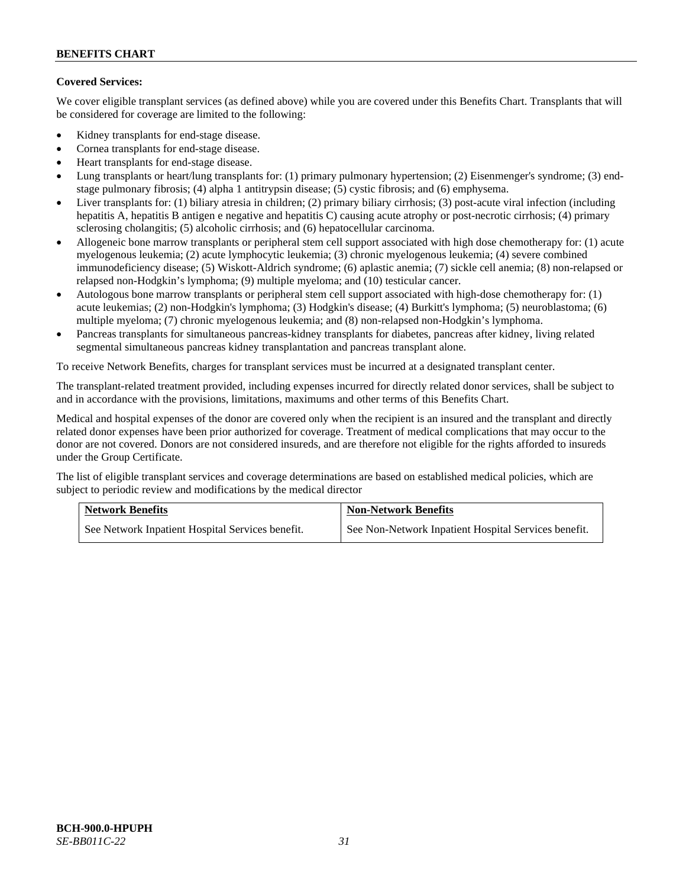**Covered Services:**

We cover eligible transplant services (as defined above) while you are covered under this Benefits Chart. Transplants that will be considered for coverage are limited to the following:

- Kidney transplants for end-stage disease.
- Cornea transplants for end-stage disease.
- Heart transplants for end-stage disease.
- Lung transplants or heart/lung transplants for: (1) primary pulmonary hypertension; (2) Eisenmenger's syndrome; (3) end-stage pulmonary fibrosis; (4) alpha 1 antitrypsin disease; (5) cystic fibrosis; and (6) emphysema.
- Liver transplants for: (1) biliary atresia in children; (2) primary biliary cirrhosis; (3) post-acute viral infection (including hepatitis A, hepatitis B antigen e negative and hepatitis C) causing acute atrophy or post-necrotic cirrhosis; (4) primary sclerosing cholangitis; (5) alcoholic cirrhosis; and (6) hepatocellular carcinoma.
- Allogeneic bone marrow transplants or peripheral stem cell support associated with high dose chemotherapy for: (1) acute myelogenous leukemia; (2) acute lymphocytic leukemia; (3) chronic myelogenous leukemia; (4) severe combined immunodeficiency disease; (5) Wiskott-Aldrich syndrome; (6) aplastic anemia; (7) sickle cell anemia; (8) non-relapsed or relapsed non-Hodgkin’s lymphoma; (9) multiple myeloma; and (10) testicular cancer.
- Autologous bone marrow transplants or peripheral stem cell support associated with high-dose chemotherapy for: (1) acute leukemias; (2) non-Hodgkin's lymphoma; (3) Hodgkin's disease; (4) Burkitt's lymphoma; (5) neuroblastoma; (6) multiple myeloma; (7) chronic myelogenous leukemia; and (8) non-relapsed non-Hodgkin’s lymphoma.
- Pancreas transplants for simultaneous pancreas-kidney transplants for diabetes, pancreas after kidney, living related segmental simultaneous pancreas kidney transplantation and pancreas transplant alone.

To receive Network Benefits, charges for transplant services must be incurred at a designated transplant center.

The transplant-related treatment provided, including expenses incurred for directly related donor services, shall be subject to and in accordance with the provisions, limitations, maximums and other terms of this Benefits Chart.

Medical and hospital expenses of the donor are covered only when the recipient is an insured and the transplant and directly related donor expenses have been prior authorized for coverage. Treatment of medical complications that may occur to the donor are not covered. Donors are not considered insureds, and are therefore not eligible for the rights afforded to insureds under the Group Certificate.

The list of eligible transplant services and coverage determinations are based on established medical policies, which are subject to periodic review and modifications by the medical director

| Network Benefits | Non-Network Benefits |
| --- | --- |
| See Network Inpatient Hospital Services benefit. | See Non-Network Inpatient Hospital Services benefit. |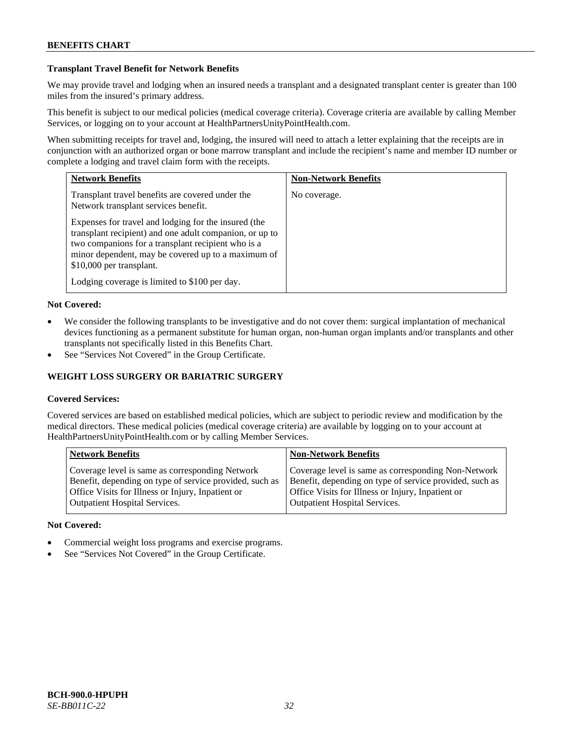### Transplant Travel Benefit for Network Benefits

We may provide travel and lodging when an insured needs a transplant and a designated transplant center is greater than 100 miles from the insured's primary address.

This benefit is subject to our medical policies (medical coverage criteria). Coverage criteria are available by calling Member Services, or logging on to your account at HealthPartnersUnityPointHealth.com.

When submitting receipts for travel and, lodging, the insured will need to attach a letter explaining that the receipts are in conjunction with an authorized organ or bone marrow transplant and include the recipient's name and member ID number or complete a lodging and travel claim form with the receipts.

| Network Benefits | Non-Network Benefits |
|---|---|
| Transplant travel benefits are covered under the Network transplant services benefit.<br><br>Expenses for travel and lodging for the insured (the transplant recipient) and one adult companion, or up to two companions for a transplant recipient who is a minor dependent, may be covered up to a maximum of $10,000 per transplant.<br><br>Lodging coverage is limited to $100 per day. | No coverage. |

**Not Covered:**

- We consider the following transplants to be investigative and do not cover them: surgical implantation of mechanical devices functioning as a permanent substitute for human organ, non-human organ implants and/or transplants and other transplants not specifically listed in this Benefits Chart.
- See "Services Not Covered" in the Group Certificate.

## WEIGHT LOSS SURGERY OR BARIATRIC SURGERY

**Covered Services:**

Covered services are based on established medical policies, which are subject to periodic review and modification by the medical directors. These medical policies (medical coverage criteria) are available by logging on to your account at HealthPartnersUnityPointHealth.com or by calling Member Services.

| Network Benefits | Non-Network Benefits |
|---|---|
| Coverage level is same as corresponding Network Benefit, depending on type of service provided, such as Office Visits for Illness or Injury, Inpatient or Outpatient Hospital Services. | Coverage level is same as corresponding Non-Network Benefit, depending on type of service provided, such as Office Visits for Illness or Injury, Inpatient or Outpatient Hospital Services. |

**Not Covered:**

- Commercial weight loss programs and exercise programs.
- See "Services Not Covered" in the Group Certificate.

**BCH-900.0-HPUPH**
*SE-BB011C-22*